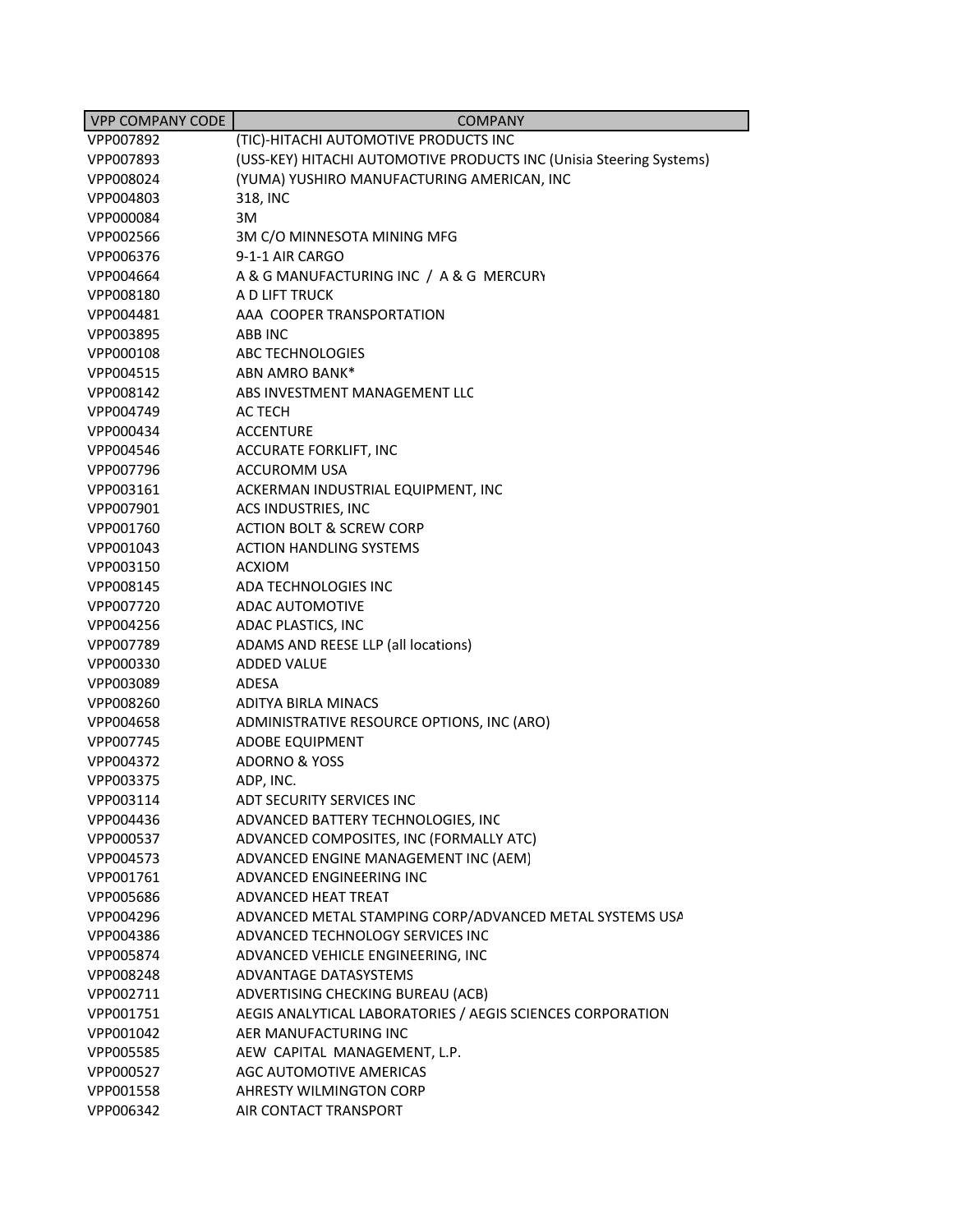| VPP COMPANY CODE | COMPANY |
| --- | --- |
| VPP007892 | (TIC)-HITACHI AUTOMOTIVE PRODUCTS INC |
| VPP007893 | (USS-KEY) HITACHI AUTOMOTIVE PRODUCTS INC (Unisia Steering Systems) |
| VPP008024 | (YUMA) YUSHIRO MANUFACTURING AMERICAN, INC |
| VPP004803 | 318, INC |
| VPP000084 | 3M |
| VPP002566 | 3M C/O MINNESOTA MINING MFG |
| VPP006376 | 9-1-1 AIR CARGO |
| VPP004664 | A & G MANUFACTURING INC / A & G MERCURY |
| VPP008180 | A D LIFT TRUCK |
| VPP004481 | AAA COOPER TRANSPORTATION |
| VPP003895 | ABB INC |
| VPP000108 | ABC TECHNOLOGIES |
| VPP004515 | ABN AMRO BANK* |
| VPP008142 | ABS INVESTMENT MANAGEMENT LLC |
| VPP004749 | AC TECH |
| VPP000434 | ACCENTURE |
| VPP004546 | ACCURATE FORKLIFT, INC |
| VPP007796 | ACCUROMM USA |
| VPP003161 | ACKERMAN INDUSTRIAL EQUIPMENT, INC |
| VPP007901 | ACS INDUSTRIES, INC |
| VPP001760 | ACTION BOLT & SCREW CORP |
| VPP001043 | ACTION HANDLING SYSTEMS |
| VPP003150 | ACXIOM |
| VPP008145 | ADA TECHNOLOGIES INC |
| VPP007720 | ADAC AUTOMOTIVE |
| VPP004256 | ADAC PLASTICS, INC |
| VPP007789 | ADAMS AND REESE LLP (all locations) |
| VPP000330 | ADDED VALUE |
| VPP003089 | ADESA |
| VPP008260 | ADITYA BIRLA MINACS |
| VPP004658 | ADMINISTRATIVE RESOURCE OPTIONS, INC (ARO) |
| VPP007745 | ADOBE EQUIPMENT |
| VPP004372 | ADORNO & YOSS |
| VPP003375 | ADP, INC. |
| VPP003114 | ADT SECURITY SERVICES INC |
| VPP004436 | ADVANCED BATTERY TECHNOLOGIES, INC |
| VPP000537 | ADVANCED COMPOSITES, INC (FORMALLY ATC) |
| VPP004573 | ADVANCED ENGINE MANAGEMENT INC (AEM) |
| VPP001761 | ADVANCED ENGINEERING INC |
| VPP005686 | ADVANCED HEAT TREAT |
| VPP004296 | ADVANCED METAL STAMPING CORP/ADVANCED METAL SYSTEMS USA |
| VPP004386 | ADVANCED TECHNOLOGY SERVICES INC |
| VPP005874 | ADVANCED VEHICLE ENGINEERING, INC |
| VPP008248 | ADVANTAGE DATASYSTEMS |
| VPP002711 | ADVERTISING CHECKING BUREAU (ACB) |
| VPP001751 | AEGIS ANALYTICAL LABORATORIES / AEGIS SCIENCES CORPORATION |
| VPP001042 | AER MANUFACTURING INC |
| VPP005585 | AEW CAPITAL MANAGEMENT, L.P. |
| VPP000527 | AGC AUTOMOTIVE AMERICAS |
| VPP001558 | AHRESTY WILMINGTON CORP |
| VPP006342 | AIR CONTACT TRANSPORT |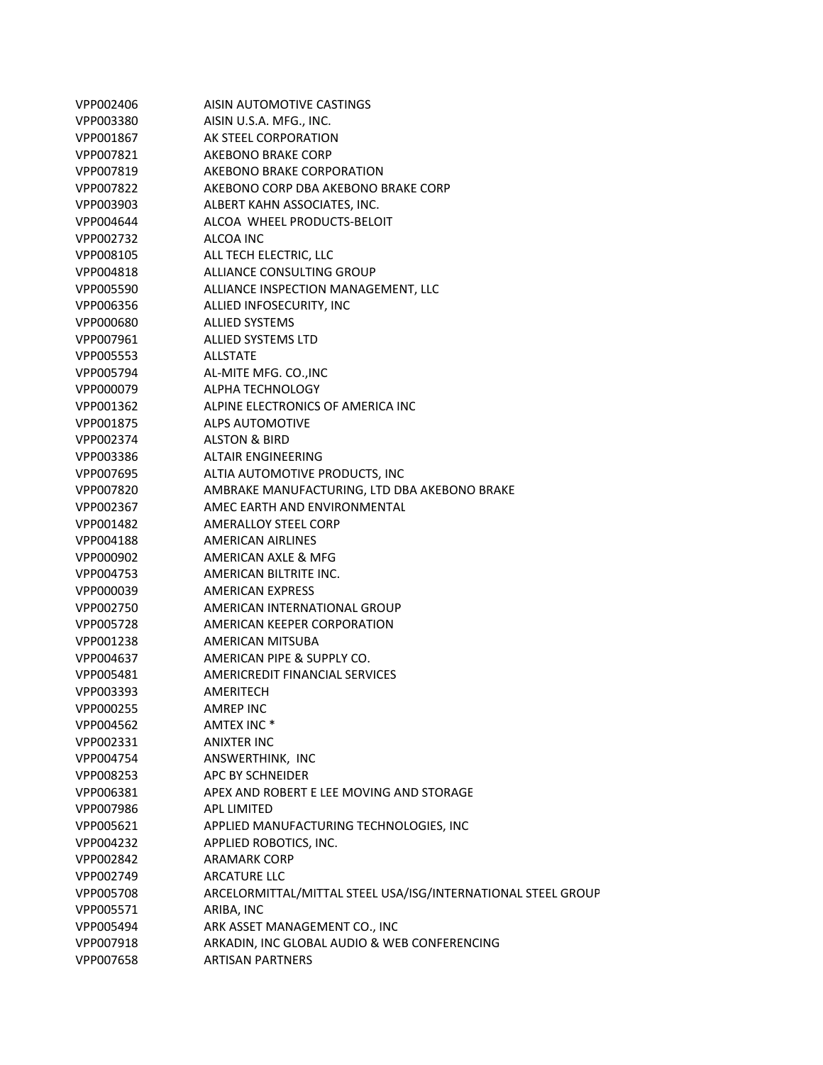| | |
|---|---|
| VPP002406 | AISIN AUTOMOTIVE CASTINGS |
| VPP003380 | AISIN U.S.A. MFG., INC. |
| VPP001867 | AK STEEL CORPORATION |
| VPP007821 | AKEBONO BRAKE CORP |
| VPP007819 | AKEBONO BRAKE CORPORATION |
| VPP007822 | AKEBONO CORP DBA AKEBONO BRAKE CORP |
| VPP003903 | ALBERT KAHN ASSOCIATES, INC. |
| VPP004644 | ALCOA WHEEL PRODUCTS-BELOIT |
| VPP002732 | ALCOA INC |
| VPP008105 | ALL TECH ELECTRIC, LLC |
| VPP004818 | ALLIANCE CONSULTING GROUP |
| VPP005590 | ALLIANCE INSPECTION MANAGEMENT, LLC |
| VPP006356 | ALLIED INFOSECURITY, INC |
| VPP000680 | ALLIED SYSTEMS |
| VPP007961 | ALLIED SYSTEMS LTD |
| VPP005553 | ALLSTATE |
| VPP005794 | AL-MITE MFG. CO.,INC |
| VPP000079 | ALPHA TECHNOLOGY |
| VPP001362 | ALPINE ELECTRONICS OF AMERICA INC |
| VPP001875 | ALPS AUTOMOTIVE |
| VPP002374 | ALSTON & BIRD |
| VPP003386 | ALTAIR ENGINEERING |
| VPP007695 | ALTIA AUTOMOTIVE PRODUCTS, INC |
| VPP007820 | AMBRAKE MANUFACTURING, LTD DBA AKEBONO BRAKE |
| VPP002367 | AMEC EARTH AND ENVIRONMENTAL |
| VPP001482 | AMERALLOY STEEL CORP |
| VPP004188 | AMERICAN AIRLINES |
| VPP000902 | AMERICAN AXLE & MFG |
| VPP004753 | AMERICAN BILTRITE INC. |
| VPP000039 | AMERICAN EXPRESS |
| VPP002750 | AMERICAN INTERNATIONAL GROUP |
| VPP005728 | AMERICAN KEEPER CORPORATION |
| VPP001238 | AMERICAN MITSUBA |
| VPP004637 | AMERICAN PIPE & SUPPLY CO. |
| VPP005481 | AMERICREDIT FINANCIAL SERVICES |
| VPP003393 | AMERITECH |
| VPP000255 | AMREP INC |
| VPP004562 | AMTEX INC * |
| VPP002331 | ANIXTER INC |
| VPP004754 | ANSWERTHINK, INC |
| VPP008253 | APC BY SCHNEIDER |
| VPP006381 | APEX AND ROBERT E LEE MOVING AND STORAGE |
| VPP007986 | APL LIMITED |
| VPP005621 | APPLIED MANUFACTURING TECHNOLOGIES, INC |
| VPP004232 | APPLIED ROBOTICS, INC. |
| VPP002842 | ARAMARK CORP |
| VPP002749 | ARCATURE LLC |
| VPP005708 | ARCELORMITTAL/MITTAL STEEL USA/ISG/INTERNATIONAL STEEL GROUP |
| VPP005571 | ARIBA, INC |
| VPP005494 | ARK ASSET MANAGEMENT CO., INC |
| VPP007918 | ARKADIN, INC GLOBAL AUDIO & WEB CONFERENCING |
| VPP007658 | ARTISAN PARTNERS |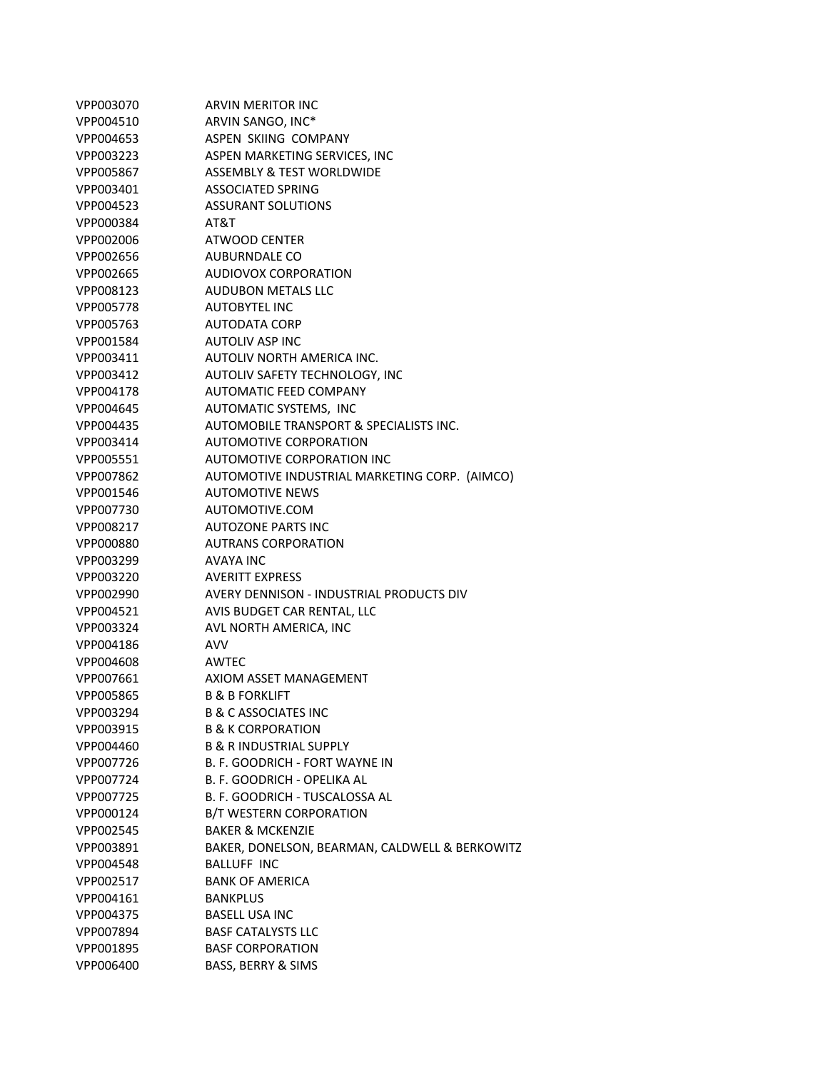| | |
|---|---|
| VPP003070 | ARVIN MERITOR INC |
| VPP004510 | ARVIN SANGO, INC* |
| VPP004653 | ASPEN  SKIING  COMPANY |
| VPP003223 | ASPEN MARKETING SERVICES, INC |
| VPP005867 | ASSEMBLY & TEST WORLDWIDE |
| VPP003401 | ASSOCIATED SPRING |
| VPP004523 | ASSURANT SOLUTIONS |
| VPP000384 | AT&T |
| VPP002006 | ATWOOD CENTER |
| VPP002656 | AUBURNDALE CO |
| VPP002665 | AUDIOVOX CORPORATION |
| VPP008123 | AUDUBON METALS LLC |
| VPP005778 | AUTOBYTEL INC |
| VPP005763 | AUTODATA CORP |
| VPP001584 | AUTOLIV ASP INC |
| VPP003411 | AUTOLIV NORTH AMERICA INC. |
| VPP003412 | AUTOLIV SAFETY TECHNOLOGY, INC |
| VPP004178 | AUTOMATIC FEED COMPANY |
| VPP004645 | AUTOMATIC SYSTEMS,  INC |
| VPP004435 | AUTOMOBILE TRANSPORT & SPECIALISTS INC. |
| VPP003414 | AUTOMOTIVE CORPORATION |
| VPP005551 | AUTOMOTIVE CORPORATION INC |
| VPP007862 | AUTOMOTIVE INDUSTRIAL MARKETING CORP.  (AIMCO) |
| VPP001546 | AUTOMOTIVE NEWS |
| VPP007730 | AUTOMOTIVE.COM |
| VPP008217 | AUTOZONE PARTS INC |
| VPP000880 | AUTRANS CORPORATION |
| VPP003299 | AVAYA INC |
| VPP003220 | AVERITT EXPRESS |
| VPP002990 | AVERY DENNISON - INDUSTRIAL PRODUCTS DIV |
| VPP004521 | AVIS BUDGET CAR RENTAL, LLC |
| VPP003324 | AVL NORTH AMERICA, INC |
| VPP004186 | AVV |
| VPP004608 | AWTEC |
| VPP007661 | AXIOM ASSET MANAGEMENT |
| VPP005865 | B & B FORKLIFT |
| VPP003294 | B & C ASSOCIATES INC |
| VPP003915 | B & K CORPORATION |
| VPP004460 | B & R INDUSTRIAL SUPPLY |
| VPP007726 | B. F. GOODRICH - FORT WAYNE IN |
| VPP007724 | B. F. GOODRICH - OPELIKA AL |
| VPP007725 | B. F. GOODRICH - TUSCALOSSA AL |
| VPP000124 | B/T WESTERN CORPORATION |
| VPP002545 | BAKER & MCKENZIE |
| VPP003891 | BAKER, DONELSON, BEARMAN, CALDWELL & BERKOWITZ |
| VPP004548 | BALLUFF  INC |
| VPP002517 | BANK OF AMERICA |
| VPP004161 | BANKPLUS |
| VPP004375 | BASELL USA INC |
| VPP007894 | BASF CATALYSTS LLC |
| VPP001895 | BASF CORPORATION |
| VPP006400 | BASS, BERRY & SIMS |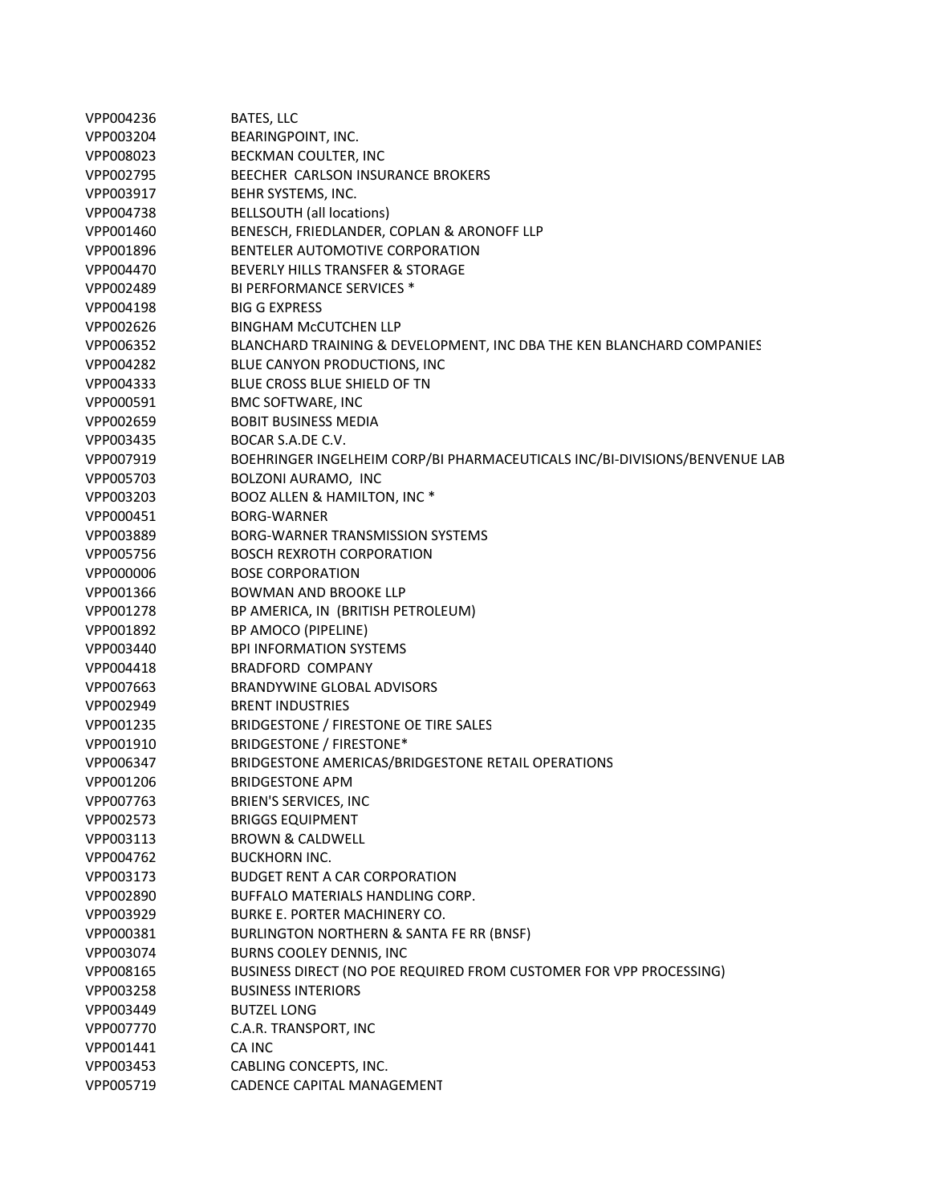| | |
|---|---|
| VPP004236 | BATES, LLC |
| VPP003204 | BEARINGPOINT, INC. |
| VPP008023 | BECKMAN COULTER, INC |
| VPP002795 | BEECHER CARLSON INSURANCE BROKERS |
| VPP003917 | BEHR SYSTEMS, INC. |
| VPP004738 | BELLSOUTH (all locations) |
| VPP001460 | BENESCH, FRIEDLANDER, COPLAN & ARONOFF LLP |
| VPP001896 | BENTELER AUTOMOTIVE CORPORATION |
| VPP004470 | BEVERLY HILLS TRANSFER & STORAGE |
| VPP002489 | BI PERFORMANCE SERVICES * |
| VPP004198 | BIG G EXPRESS |
| VPP002626 | BINGHAM McCUTCHEN LLP |
| VPP006352 | BLANCHARD TRAINING & DEVELOPMENT, INC DBA THE KEN BLANCHARD COMPANIES |
| VPP004282 | BLUE CANYON PRODUCTIONS, INC |
| VPP004333 | BLUE CROSS BLUE SHIELD OF TN |
| VPP000591 | BMC SOFTWARE, INC |
| VPP002659 | BOBIT BUSINESS MEDIA |
| VPP003435 | BOCAR S.A.DE C.V. |
| VPP007919 | BOEHRINGER INGELHEIM CORP/BI PHARMACEUTICALS INC/BI-DIVISIONS/BENVENUE LAB |
| VPP005703 | BOLZONI AURAMO, INC |
| VPP003203 | BOOZ ALLEN & HAMILTON, INC * |
| VPP000451 | BORG-WARNER |
| VPP003889 | BORG-WARNER TRANSMISSION SYSTEMS |
| VPP005756 | BOSCH REXROTH CORPORATION |
| VPP000006 | BOSE CORPORATION |
| VPP001366 | BOWMAN AND BROOKE LLP |
| VPP001278 | BP AMERICA, IN (BRITISH PETROLEUM) |
| VPP001892 | BP AMOCO (PIPELINE) |
| VPP003440 | BPI INFORMATION SYSTEMS |
| VPP004418 | BRADFORD COMPANY |
| VPP007663 | BRANDYWINE GLOBAL ADVISORS |
| VPP002949 | BRENT INDUSTRIES |
| VPP001235 | BRIDGESTONE / FIRESTONE OE TIRE SALES |
| VPP001910 | BRIDGESTONE / FIRESTONE* |
| VPP006347 | BRIDGESTONE AMERICAS/BRIDGESTONE RETAIL OPERATIONS |
| VPP001206 | BRIDGESTONE APM |
| VPP007763 | BRIEN'S SERVICES, INC |
| VPP002573 | BRIGGS EQUIPMENT |
| VPP003113 | BROWN & CALDWELL |
| VPP004762 | BUCKHORN INC. |
| VPP003173 | BUDGET RENT A CAR CORPORATION |
| VPP002890 | BUFFALO MATERIALS HANDLING CORP. |
| VPP003929 | BURKE E. PORTER MACHINERY CO. |
| VPP000381 | BURLINGTON NORTHERN & SANTA FE RR (BNSF) |
| VPP003074 | BURNS COOLEY DENNIS, INC |
| VPP008165 | BUSINESS DIRECT (NO POE REQUIRED FROM CUSTOMER FOR VPP PROCESSING) |
| VPP003258 | BUSINESS INTERIORS |
| VPP003449 | BUTZEL LONG |
| VPP007770 | C.A.R. TRANSPORT, INC |
| VPP001441 | CA INC |
| VPP003453 | CABLING CONCEPTS, INC. |
| VPP005719 | CADENCE CAPITAL MANAGEMENT |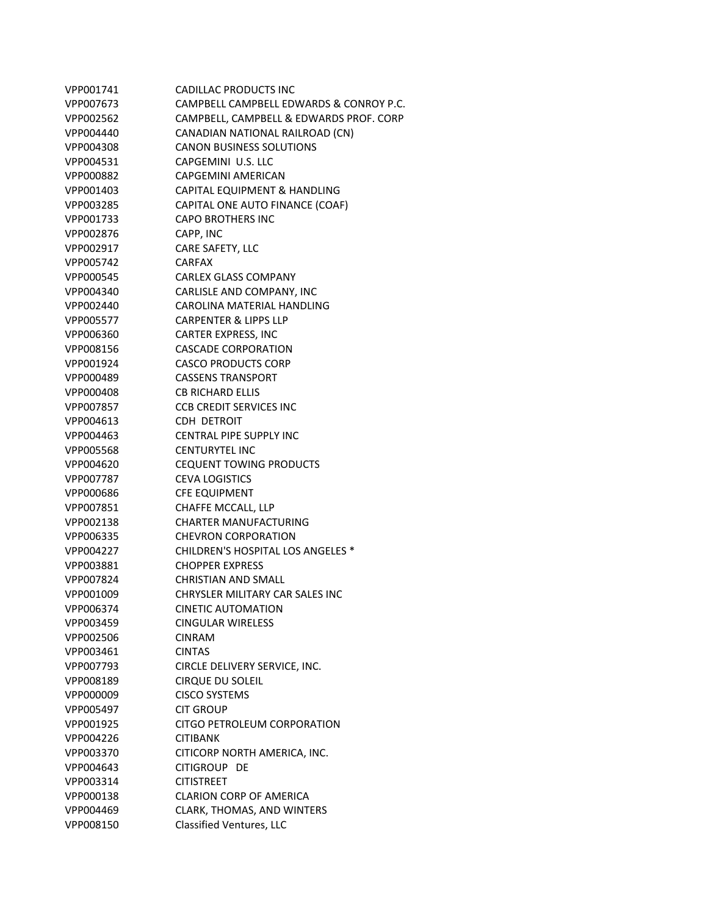| | |
|---|---|
| VPP001741 | CADILLAC PRODUCTS INC |
| VPP007673 | CAMPBELL CAMPBELL EDWARDS & CONROY P.C. |
| VPP002562 | CAMPBELL, CAMPBELL & EDWARDS PROF. CORP |
| VPP004440 | CANADIAN NATIONAL RAILROAD (CN) |
| VPP004308 | CANON BUSINESS SOLUTIONS |
| VPP004531 | CAPGEMINI U.S. LLC |
| VPP000882 | CAPGEMINI AMERICAN |
| VPP001403 | CAPITAL EQUIPMENT & HANDLING |
| VPP003285 | CAPITAL ONE AUTO FINANCE (COAF) |
| VPP001733 | CAPO BROTHERS INC |
| VPP002876 | CAPP, INC |
| VPP002917 | CARE SAFETY, LLC |
| VPP005742 | CARFAX |
| VPP000545 | CARLEX GLASS COMPANY |
| VPP004340 | CARLISLE AND COMPANY, INC |
| VPP002440 | CAROLINA MATERIAL HANDLING |
| VPP005577 | CARPENTER & LIPPS LLP |
| VPP006360 | CARTER EXPRESS, INC |
| VPP008156 | CASCADE CORPORATION |
| VPP001924 | CASCO PRODUCTS CORP |
| VPP000489 | CASSENS TRANSPORT |
| VPP000408 | CB RICHARD ELLIS |
| VPP007857 | CCB CREDIT SERVICES INC |
| VPP004613 | CDH DETROIT |
| VPP004463 | CENTRAL PIPE SUPPLY INC |
| VPP005568 | CENTURYTEL INC |
| VPP004620 | CEQUENT TOWING PRODUCTS |
| VPP007787 | CEVA LOGISTICS |
| VPP000686 | CFE EQUIPMENT |
| VPP007851 | CHAFFE MCCALL, LLP |
| VPP002138 | CHARTER MANUFACTURING |
| VPP006335 | CHEVRON CORPORATION |
| VPP004227 | CHILDREN'S HOSPITAL LOS ANGELES * |
| VPP003881 | CHOPPER EXPRESS |
| VPP007824 | CHRISTIAN AND SMALL |
| VPP001009 | CHRYSLER MILITARY CAR SALES INC |
| VPP006374 | CINETIC AUTOMATION |
| VPP003459 | CINGULAR WIRELESS |
| VPP002506 | CINRAM |
| VPP003461 | CINTAS |
| VPP007793 | CIRCLE DELIVERY SERVICE, INC. |
| VPP008189 | CIRQUE DU SOLEIL |
| VPP000009 | CISCO SYSTEMS |
| VPP005497 | CIT GROUP |
| VPP001925 | CITGO PETROLEUM CORPORATION |
| VPP004226 | CITIBANK |
| VPP003370 | CITICORP NORTH AMERICA, INC. |
| VPP004643 | CITIGROUP DE |
| VPP003314 | CITISTREET |
| VPP000138 | CLARION CORP OF AMERICA |
| VPP004469 | CLARK, THOMAS, AND WINTERS |
| VPP008150 | Classified Ventures, LLC |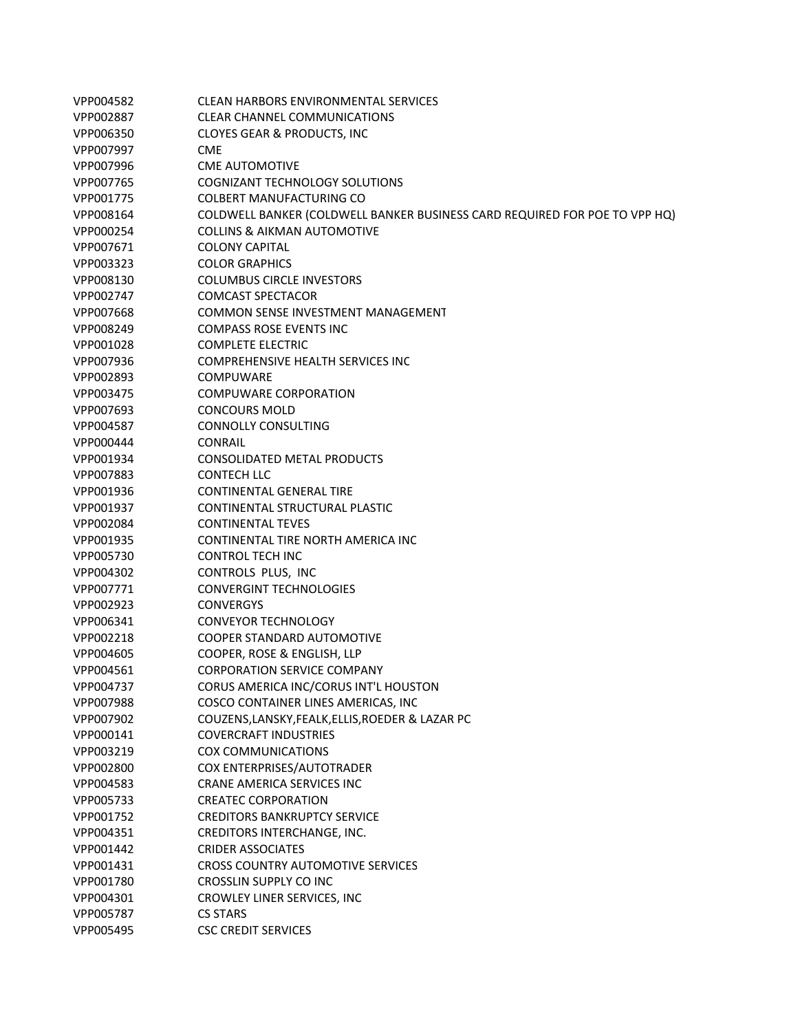| | |
|---|---|
| VPP004582 | CLEAN HARBORS ENVIRONMENTAL SERVICES |
| VPP002887 | CLEAR CHANNEL COMMUNICATIONS |
| VPP006350 | CLOYES GEAR & PRODUCTS, INC |
| VPP007997 | CME |
| VPP007996 | CME AUTOMOTIVE |
| VPP007765 | COGNIZANT TECHNOLOGY SOLUTIONS |
| VPP001775 | COLBERT MANUFACTURING CO |
| VPP008164 | COLDWELL BANKER (COLDWELL BANKER BUSINESS CARD REQUIRED FOR POE TO VPP HQ) |
| VPP000254 | COLLINS & AIKMAN AUTOMOTIVE |
| VPP007671 | COLONY CAPITAL |
| VPP003323 | COLOR GRAPHICS |
| VPP008130 | COLUMBUS CIRCLE INVESTORS |
| VPP002747 | COMCAST SPECTACOR |
| VPP007668 | COMMON SENSE INVESTMENT MANAGEMENT |
| VPP008249 | COMPASS ROSE EVENTS INC |
| VPP001028 | COMPLETE ELECTRIC |
| VPP007936 | COMPREHENSIVE HEALTH SERVICES INC |
| VPP002893 | COMPUWARE |
| VPP003475 | COMPUWARE CORPORATION |
| VPP007693 | CONCOURS MOLD |
| VPP004587 | CONNOLLY CONSULTING |
| VPP000444 | CONRAIL |
| VPP001934 | CONSOLIDATED METAL PRODUCTS |
| VPP007883 | CONTECH LLC |
| VPP001936 | CONTINENTAL GENERAL TIRE |
| VPP001937 | CONTINENTAL STRUCTURAL PLASTIC |
| VPP002084 | CONTINENTAL TEVES |
| VPP001935 | CONTINENTAL TIRE NORTH AMERICA INC |
| VPP005730 | CONTROL TECH INC |
| VPP004302 | CONTROLS PLUS, INC |
| VPP007771 | CONVERGINT TECHNOLOGIES |
| VPP002923 | CONVERGYS |
| VPP006341 | CONVEYOR TECHNOLOGY |
| VPP002218 | COOPER STANDARD AUTOMOTIVE |
| VPP004605 | COOPER, ROSE & ENGLISH, LLP |
| VPP004561 | CORPORATION SERVICE COMPANY |
| VPP004737 | CORUS AMERICA INC/CORUS INT'L HOUSTON |
| VPP007988 | COSCO CONTAINER LINES AMERICAS, INC |
| VPP007902 | COUZENS,LANSKY,FEALK,ELLIS,ROEDER & LAZAR PC |
| VPP000141 | COVERCRAFT INDUSTRIES |
| VPP003219 | COX COMMUNICATIONS |
| VPP002800 | COX ENTERPRISES/AUTOTRADER |
| VPP004583 | CRANE AMERICA SERVICES INC |
| VPP005733 | CREATEC CORPORATION |
| VPP001752 | CREDITORS BANKRUPTCY SERVICE |
| VPP004351 | CREDITORS INTERCHANGE, INC. |
| VPP001442 | CRIDER ASSOCIATES |
| VPP001431 | CROSS COUNTRY AUTOMOTIVE SERVICES |
| VPP001780 | CROSSLIN SUPPLY CO INC |
| VPP004301 | CROWLEY LINER SERVICES, INC |
| VPP005787 | CS STARS |
| VPP005495 | CSC CREDIT SERVICES |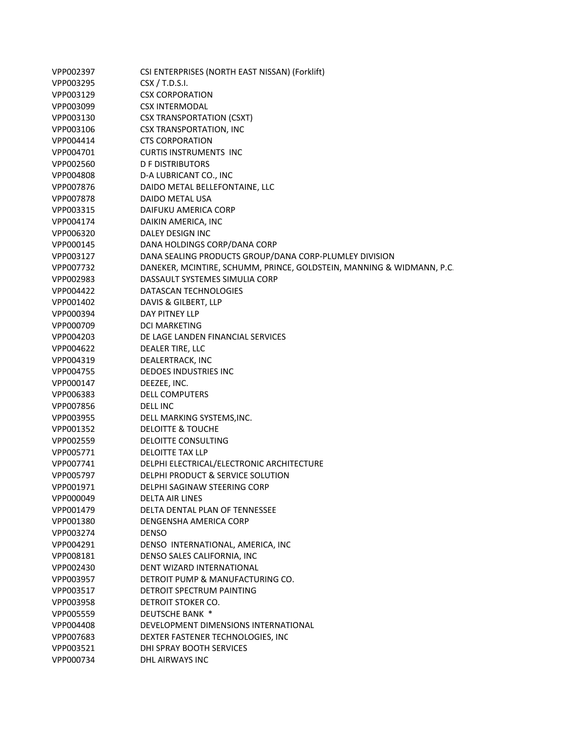| | |
|---|---|
| VPP002397 | CSI ENTERPRISES (NORTH EAST NISSAN) (Forklift) |
| VPP003295 | CSX / T.D.S.I. |
| VPP003129 | CSX CORPORATION |
| VPP003099 | CSX INTERMODAL |
| VPP003130 | CSX TRANSPORTATION (CSXT) |
| VPP003106 | CSX TRANSPORTATION, INC |
| VPP004414 | CTS CORPORATION |
| VPP004701 | CURTIS INSTRUMENTS INC |
| VPP002560 | D F DISTRIBUTORS |
| VPP004808 | D-A LUBRICANT CO., INC |
| VPP007876 | DAIDO METAL BELLEFONTAINE, LLC |
| VPP007878 | DAIDO METAL USA |
| VPP003315 | DAIFUKU AMERICA CORP |
| VPP004174 | DAIKIN AMERICA, INC |
| VPP006320 | DALEY DESIGN INC |
| VPP000145 | DANA HOLDINGS CORP/DANA CORP |
| VPP003127 | DANA SEALING PRODUCTS GROUP/DANA CORP-PLUMLEY DIVISION |
| VPP007732 | DANEKER, MCINTIRE, SCHUMM, PRINCE, GOLDSTEIN, MANNING & WIDMANN, P.C. |
| VPP002983 | DASSAULT SYSTEMES SIMULIA CORP |
| VPP004422 | DATASCAN TECHNOLOGIES |
| VPP001402 | DAVIS & GILBERT, LLP |
| VPP000394 | DAY PITNEY LLP |
| VPP000709 | DCI MARKETING |
| VPP004203 | DE LAGE LANDEN FINANCIAL SERVICES |
| VPP004622 | DEALER TIRE, LLC |
| VPP004319 | DEALERTRACK, INC |
| VPP004755 | DEDOES INDUSTRIES INC |
| VPP000147 | DEEZEE, INC. |
| VPP006383 | DELL COMPUTERS |
| VPP007856 | DELL INC |
| VPP003955 | DELL MARKING SYSTEMS,INC. |
| VPP001352 | DELOITTE & TOUCHE |
| VPP002559 | DELOITTE CONSULTING |
| VPP005771 | DELOITTE TAX LLP |
| VPP007741 | DELPHI ELECTRICAL/ELECTRONIC ARCHITECTURE |
| VPP005797 | DELPHI PRODUCT & SERVICE SOLUTION |
| VPP001971 | DELPHI SAGINAW STEERING CORP |
| VPP000049 | DELTA AIR LINES |
| VPP001479 | DELTA DENTAL PLAN OF TENNESSEE |
| VPP001380 | DENGENSHA AMERICA CORP |
| VPP003274 | DENSO |
| VPP004291 | DENSO INTERNATIONAL, AMERICA, INC |
| VPP008181 | DENSO SALES CALIFORNIA, INC |
| VPP002430 | DENT WIZARD INTERNATIONAL |
| VPP003957 | DETROIT PUMP & MANUFACTURING CO. |
| VPP003517 | DETROIT SPECTRUM PAINTING |
| VPP003958 | DETROIT STOKER CO. |
| VPP005559 | DEUTSCHE BANK * |
| VPP004408 | DEVELOPMENT DIMENSIONS INTERNATIONAL |
| VPP007683 | DEXTER FASTENER TECHNOLOGIES, INC |
| VPP003521 | DHI SPRAY BOOTH SERVICES |
| VPP000734 | DHL AIRWAYS INC |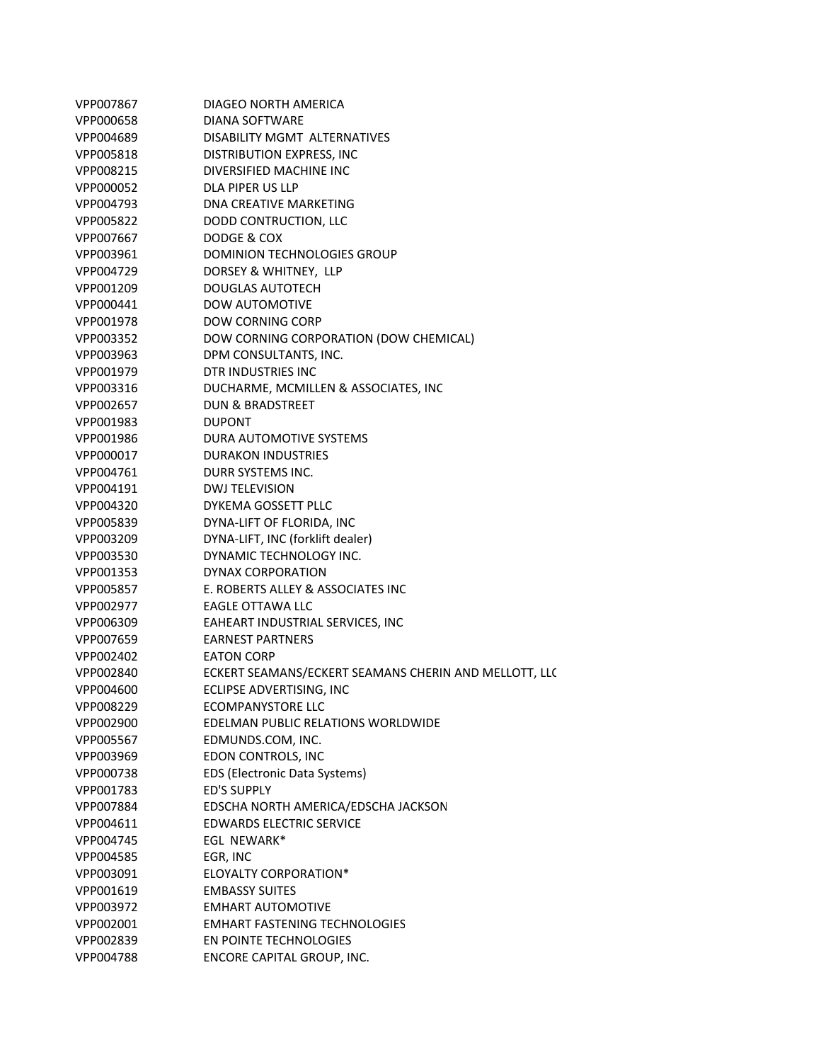| | |
|---|---|
| VPP007867 | DIAGEO NORTH AMERICA |
| VPP000658 | DIANA SOFTWARE |
| VPP004689 | DISABILITY MGMT  ALTERNATIVES |
| VPP005818 | DISTRIBUTION EXPRESS, INC |
| VPP008215 | DIVERSIFIED MACHINE INC |
| VPP000052 | DLA PIPER US LLP |
| VPP004793 | DNA CREATIVE MARKETING |
| VPP005822 | DODD CONTRUCTION, LLC |
| VPP007667 | DODGE & COX |
| VPP003961 | DOMINION TECHNOLOGIES GROUP |
| VPP004729 | DORSEY & WHITNEY,  LLP |
| VPP001209 | DOUGLAS AUTOTECH |
| VPP000441 | DOW AUTOMOTIVE |
| VPP001978 | DOW CORNING CORP |
| VPP003352 | DOW CORNING CORPORATION (DOW CHEMICAL) |
| VPP003963 | DPM CONSULTANTS, INC. |
| VPP001979 | DTR INDUSTRIES INC |
| VPP003316 | DUCHARME, MCMILLEN & ASSOCIATES, INC |
| VPP002657 | DUN & BRADSTREET |
| VPP001983 | DUPONT |
| VPP001986 | DURA AUTOMOTIVE SYSTEMS |
| VPP000017 | DURAKON INDUSTRIES |
| VPP004761 | DURR SYSTEMS INC. |
| VPP004191 | DWJ TELEVISION |
| VPP004320 | DYKEMA GOSSETT PLLC |
| VPP005839 | DYNA-LIFT OF FLORIDA, INC |
| VPP003209 | DYNA-LIFT, INC (forklift dealer) |
| VPP003530 | DYNAMIC TECHNOLOGY INC. |
| VPP001353 | DYNAX CORPORATION |
| VPP005857 | E. ROBERTS ALLEY & ASSOCIATES INC |
| VPP002977 | EAGLE OTTAWA LLC |
| VPP006309 | EAHEART INDUSTRIAL SERVICES, INC |
| VPP007659 | EARNEST PARTNERS |
| VPP002402 | EATON CORP |
| VPP002840 | ECKERT SEAMANS/ECKERT SEAMANS CHERIN AND MELLOTT, LLC |
| VPP004600 | ECLIPSE ADVERTISING, INC |
| VPP008229 | ECOMPANYSTORE LLC |
| VPP002900 | EDELMAN PUBLIC RELATIONS WORLDWIDE |
| VPP005567 | EDMUNDS.COM, INC. |
| VPP003969 | EDON CONTROLS, INC |
| VPP000738 | EDS (Electronic Data Systems) |
| VPP001783 | ED'S SUPPLY |
| VPP007884 | EDSCHA NORTH AMERICA/EDSCHA JACKSON |
| VPP004611 | EDWARDS ELECTRIC SERVICE |
| VPP004745 | EGL  NEWARK* |
| VPP004585 | EGR, INC |
| VPP003091 | ELOYALTY CORPORATION* |
| VPP001619 | EMBASSY SUITES |
| VPP003972 | EMHART AUTOMOTIVE |
| VPP002001 | EMHART FASTENING TECHNOLOGIES |
| VPP002839 | EN POINTE TECHNOLOGIES |
| VPP004788 | ENCORE CAPITAL GROUP, INC. |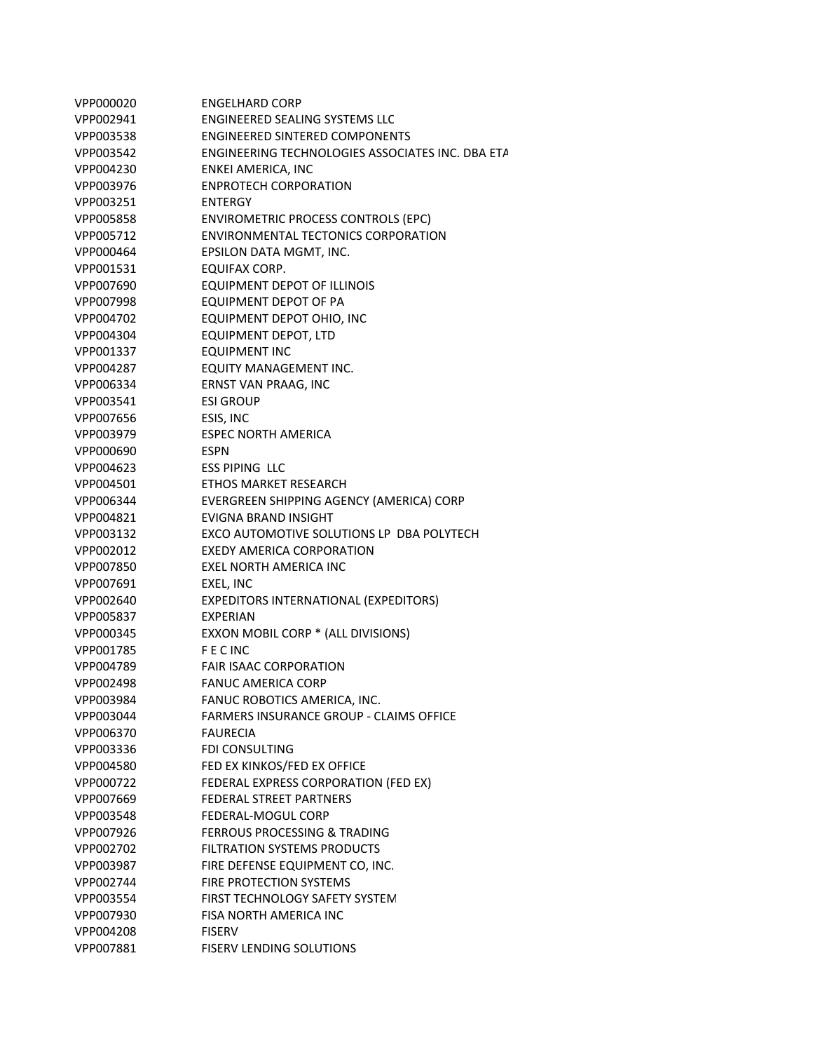| | |
|---|---|
| VPP000020 | ENGELHARD CORP |
| VPP002941 | ENGINEERED SEALING SYSTEMS LLC |
| VPP003538 | ENGINEERED SINTERED COMPONENTS |
| VPP003542 | ENGINEERING TECHNOLOGIES ASSOCIATES INC. DBA ETA |
| VPP004230 | ENKEI AMERICA, INC |
| VPP003976 | ENPROTECH CORPORATION |
| VPP003251 | ENTERGY |
| VPP005858 | ENVIROMETRIC PROCESS CONTROLS (EPC) |
| VPP005712 | ENVIRONMENTAL TECTONICS CORPORATION |
| VPP000464 | EPSILON DATA MGMT, INC. |
| VPP001531 | EQUIFAX CORP. |
| VPP007690 | EQUIPMENT DEPOT OF ILLINOIS |
| VPP007998 | EQUIPMENT DEPOT OF PA |
| VPP004702 | EQUIPMENT DEPOT OHIO, INC |
| VPP004304 | EQUIPMENT DEPOT, LTD |
| VPP001337 | EQUIPMENT INC |
| VPP004287 | EQUITY MANAGEMENT INC. |
| VPP006334 | ERNST VAN PRAAG, INC |
| VPP003541 | ESI GROUP |
| VPP007656 | ESIS, INC |
| VPP003979 | ESPEC NORTH AMERICA |
| VPP000690 | ESPN |
| VPP004623 | ESS PIPING LLC |
| VPP004501 | ETHOS MARKET RESEARCH |
| VPP006344 | EVERGREEN SHIPPING AGENCY (AMERICA) CORP |
| VPP004821 | EVIGNA BRAND INSIGHT |
| VPP003132 | EXCO AUTOMOTIVE SOLUTIONS LP DBA POLYTECH |
| VPP002012 | EXEDY AMERICA CORPORATION |
| VPP007850 | EXEL NORTH AMERICA INC |
| VPP007691 | EXEL, INC |
| VPP002640 | EXPEDITORS INTERNATIONAL (EXPEDITORS) |
| VPP005837 | EXPERIAN |
| VPP000345 | EXXON MOBIL CORP * (ALL DIVISIONS) |
| VPP001785 | F E C INC |
| VPP004789 | FAIR ISAAC CORPORATION |
| VPP002498 | FANUC AMERICA CORP |
| VPP003984 | FANUC ROBOTICS AMERICA, INC. |
| VPP003044 | FARMERS INSURANCE GROUP - CLAIMS OFFICE |
| VPP006370 | FAURECIA |
| VPP003336 | FDI CONSULTING |
| VPP004580 | FED EX KINKOS/FED EX OFFICE |
| VPP000722 | FEDERAL EXPRESS CORPORATION (FED EX) |
| VPP007669 | FEDERAL STREET PARTNERS |
| VPP003548 | FEDERAL-MOGUL CORP |
| VPP007926 | FERROUS PROCESSING & TRADING |
| VPP002702 | FILTRATION SYSTEMS PRODUCTS |
| VPP003987 | FIRE DEFENSE EQUIPMENT CO, INC. |
| VPP002744 | FIRE PROTECTION SYSTEMS |
| VPP003554 | FIRST TECHNOLOGY SAFETY SYSTEM |
| VPP007930 | FISA NORTH AMERICA INC |
| VPP004208 | FISERV |
| VPP007881 | FISERV LENDING SOLUTIONS |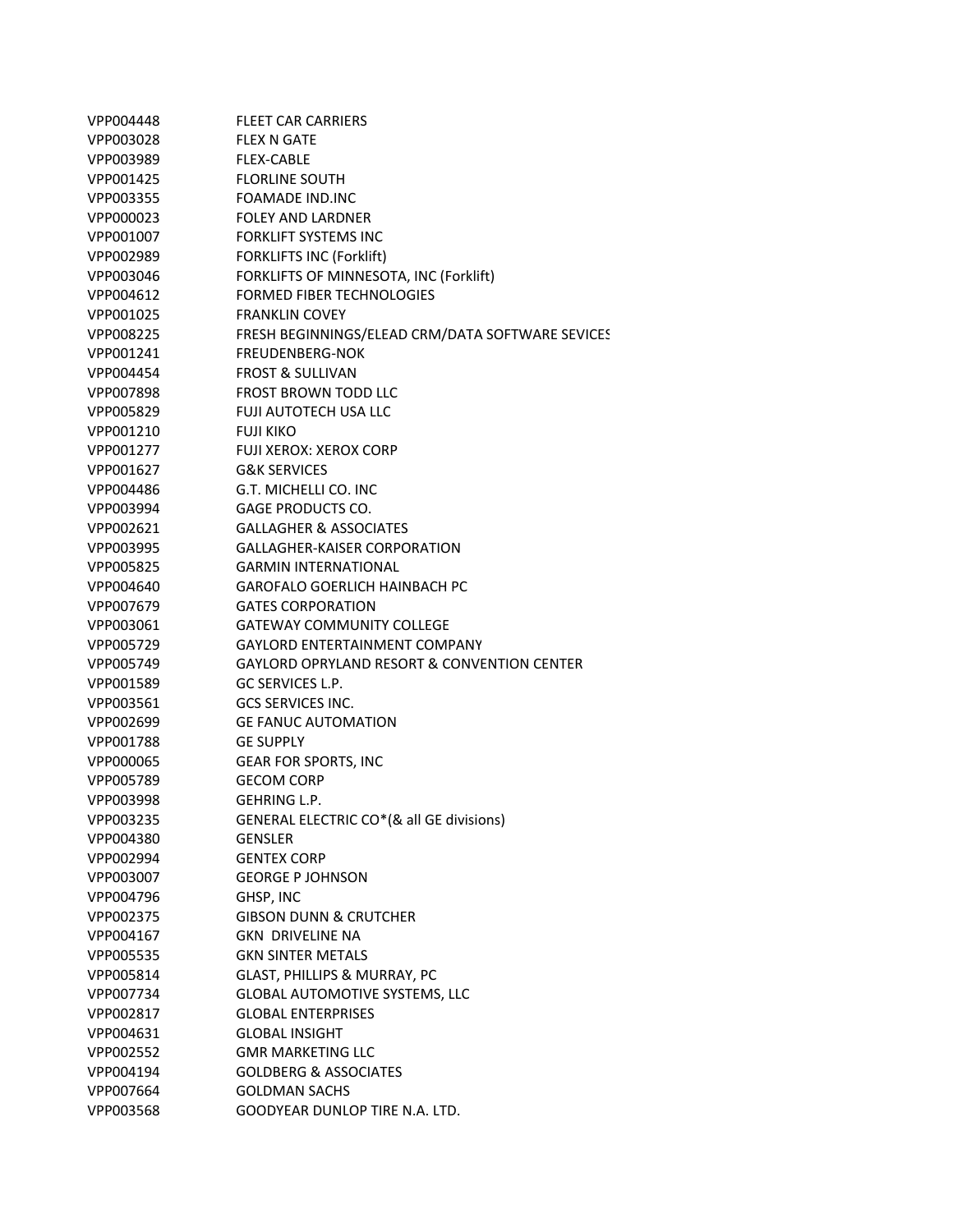| | |
|---|---|
| VPP004448 | FLEET CAR CARRIERS |
| VPP003028 | FLEX N GATE |
| VPP003989 | FLEX-CABLE |
| VPP001425 | FLORLINE SOUTH |
| VPP003355 | FOAMADE IND.INC |
| VPP000023 | FOLEY AND LARDNER |
| VPP001007 | FORKLIFT SYSTEMS INC |
| VPP002989 | FORKLIFTS INC (Forklift) |
| VPP003046 | FORKLIFTS OF MINNESOTA, INC (Forklift) |
| VPP004612 | FORMED FIBER TECHNOLOGIES |
| VPP001025 | FRANKLIN COVEY |
| VPP008225 | FRESH BEGINNINGS/ELEAD CRM/DATA SOFTWARE SEVICES |
| VPP001241 | FREUDENBERG-NOK |
| VPP004454 | FROST & SULLIVAN |
| VPP007898 | FROST BROWN TODD LLC |
| VPP005829 | FUJI AUTOTECH USA LLC |
| VPP001210 | FUJI KIKO |
| VPP001277 | FUJI XEROX: XEROX CORP |
| VPP001627 | G&K SERVICES |
| VPP004486 | G.T. MICHELLI CO. INC |
| VPP003994 | GAGE PRODUCTS CO. |
| VPP002621 | GALLAGHER & ASSOCIATES |
| VPP003995 | GALLAGHER-KAISER CORPORATION |
| VPP005825 | GARMIN INTERNATIONAL |
| VPP004640 | GAROFALO GOERLICH HAINBACH PC |
| VPP007679 | GATES CORPORATION |
| VPP003061 | GATEWAY COMMUNITY COLLEGE |
| VPP005729 | GAYLORD ENTERTAINMENT COMPANY |
| VPP005749 | GAYLORD OPRYLAND RESORT & CONVENTION CENTER |
| VPP001589 | GC SERVICES L.P. |
| VPP003561 | GCS SERVICES INC. |
| VPP002699 | GE FANUC AUTOMATION |
| VPP001788 | GE SUPPLY |
| VPP000065 | GEAR FOR SPORTS, INC |
| VPP005789 | GECOM CORP |
| VPP003998 | GEHRING L.P. |
| VPP003235 | GENERAL ELECTRIC CO*(& all GE divisions) |
| VPP004380 | GENSLER |
| VPP002994 | GENTEX CORP |
| VPP003007 | GEORGE P JOHNSON |
| VPP004796 | GHSP, INC |
| VPP002375 | GIBSON DUNN & CRUTCHER |
| VPP004167 | GKN DRIVELINE NA |
| VPP005535 | GKN SINTER METALS |
| VPP005814 | GLAST, PHILLIPS & MURRAY, PC |
| VPP007734 | GLOBAL AUTOMOTIVE SYSTEMS, LLC |
| VPP002817 | GLOBAL ENTERPRISES |
| VPP004631 | GLOBAL INSIGHT |
| VPP002552 | GMR MARKETING LLC |
| VPP004194 | GOLDBERG & ASSOCIATES |
| VPP007664 | GOLDMAN SACHS |
| VPP003568 | GOODYEAR DUNLOP TIRE N.A. LTD. |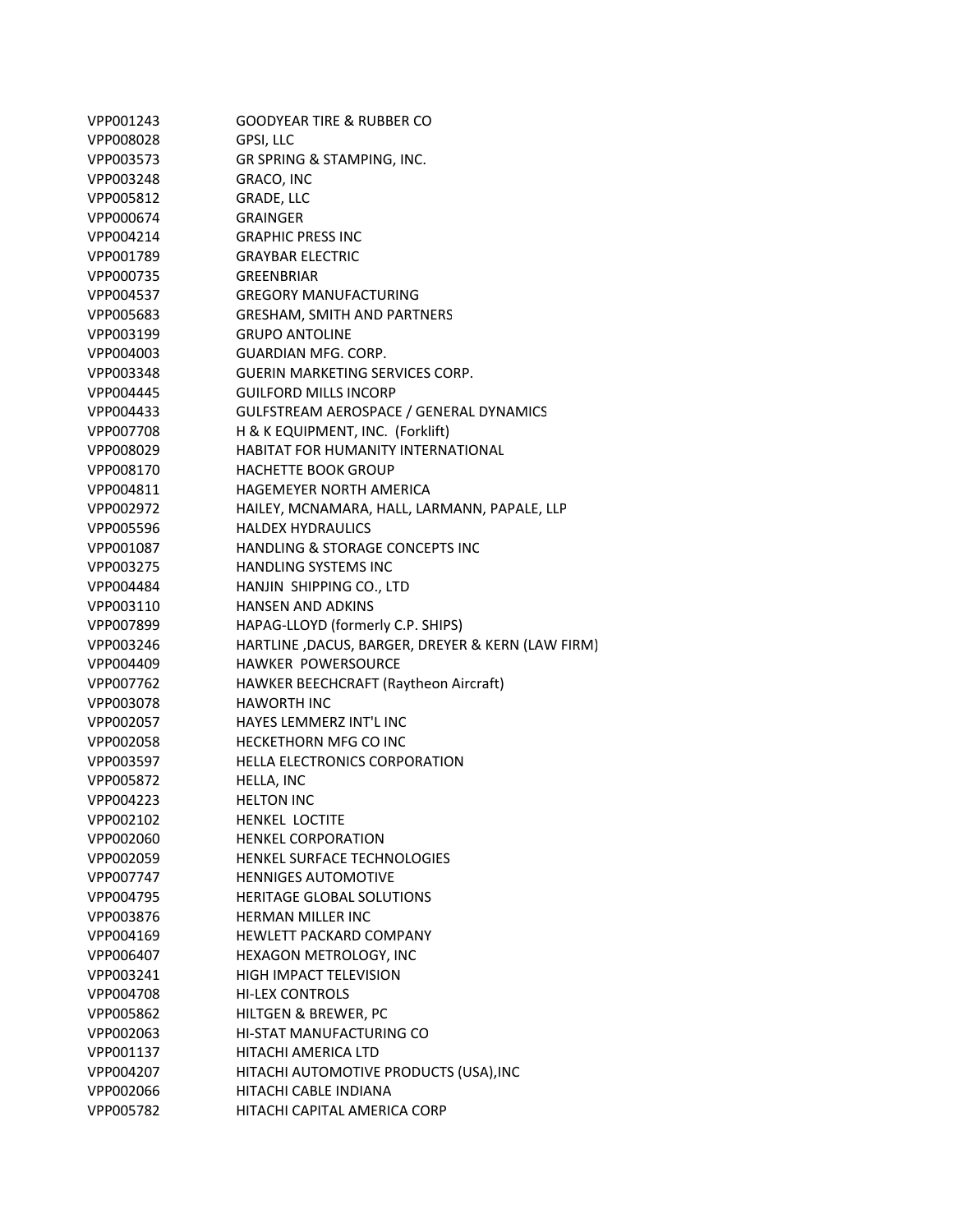| | |
|---|---|
| VPP001243 | GOODYEAR TIRE & RUBBER CO |
| VPP008028 | GPSI, LLC |
| VPP003573 | GR SPRING & STAMPING, INC. |
| VPP003248 | GRACO, INC |
| VPP005812 | GRADE, LLC |
| VPP000674 | GRAINGER |
| VPP004214 | GRAPHIC PRESS INC |
| VPP001789 | GRAYBAR ELECTRIC |
| VPP000735 | GREENBRIAR |
| VPP004537 | GREGORY MANUFACTURING |
| VPP005683 | GRESHAM, SMITH AND PARTNERS |
| VPP003199 | GRUPO ANTOLINE |
| VPP004003 | GUARDIAN MFG. CORP. |
| VPP003348 | GUERIN MARKETING SERVICES CORP. |
| VPP004445 | GUILFORD MILLS INCORP |
| VPP004433 | GULFSTREAM AEROSPACE / GENERAL DYNAMICS |
| VPP007708 | H & K EQUIPMENT, INC. (Forklift) |
| VPP008029 | HABITAT FOR HUMANITY INTERNATIONAL |
| VPP008170 | HACHETTE BOOK GROUP |
| VPP004811 | HAGEMEYER NORTH AMERICA |
| VPP002972 | HAILEY, MCNAMARA, HALL, LARMANN, PAPALE, LLP |
| VPP005596 | HALDEX HYDRAULICS |
| VPP001087 | HANDLING & STORAGE CONCEPTS INC |
| VPP003275 | HANDLING SYSTEMS INC |
| VPP004484 | HANJIN SHIPPING CO., LTD |
| VPP003110 | HANSEN AND ADKINS |
| VPP007899 | HAPAG-LLOYD (formerly C.P. SHIPS) |
| VPP003246 | HARTLINE ,DACUS, BARGER, DREYER & KERN (LAW FIRM) |
| VPP004409 | HAWKER POWERSOURCE |
| VPP007762 | HAWKER BEECHCRAFT (Raytheon Aircraft) |
| VPP003078 | HAWORTH INC |
| VPP002057 | HAYES LEMMERZ INT'L INC |
| VPP002058 | HECKETHORN MFG CO INC |
| VPP003597 | HELLA ELECTRONICS CORPORATION |
| VPP005872 | HELLA, INC |
| VPP004223 | HELTON INC |
| VPP002102 | HENKEL LOCTITE |
| VPP002060 | HENKEL CORPORATION |
| VPP002059 | HENKEL SURFACE TECHNOLOGIES |
| VPP007747 | HENNIGES AUTOMOTIVE |
| VPP004795 | HERITAGE GLOBAL SOLUTIONS |
| VPP003876 | HERMAN MILLER INC |
| VPP004169 | HEWLETT PACKARD COMPANY |
| VPP006407 | HEXAGON METROLOGY, INC |
| VPP003241 | HIGH IMPACT TELEVISION |
| VPP004708 | HI-LEX CONTROLS |
| VPP005862 | HILTGEN & BREWER, PC |
| VPP002063 | HI-STAT MANUFACTURING CO |
| VPP001137 | HITACHI AMERICA LTD |
| VPP004207 | HITACHI AUTOMOTIVE PRODUCTS (USA),INC |
| VPP002066 | HITACHI CABLE INDIANA |
| VPP005782 | HITACHI CAPITAL AMERICA CORP |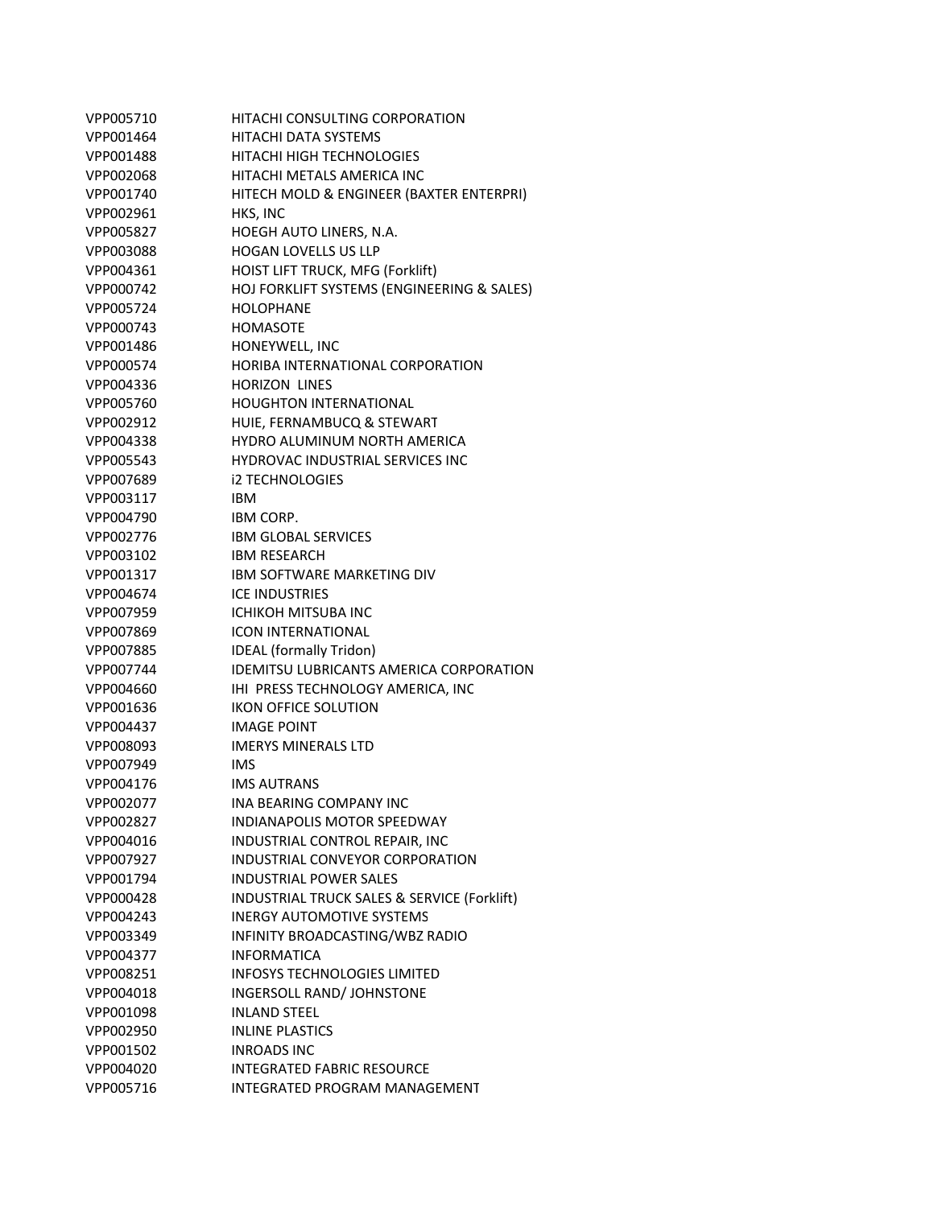| | |
|---|---|
| VPP005710 | HITACHI CONSULTING CORPORATION |
| VPP001464 | HITACHI DATA SYSTEMS |
| VPP001488 | HITACHI HIGH TECHNOLOGIES |
| VPP002068 | HITACHI METALS AMERICA INC |
| VPP001740 | HITECH MOLD & ENGINEER (BAXTER ENTERPRI) |
| VPP002961 | HKS, INC |
| VPP005827 | HOEGH AUTO LINERS, N.A. |
| VPP003088 | HOGAN LOVELLS US LLP |
| VPP004361 | HOIST LIFT TRUCK, MFG (Forklift) |
| VPP000742 | HOJ FORKLIFT SYSTEMS (ENGINEERING & SALES) |
| VPP005724 | HOLOPHANE |
| VPP000743 | HOMASOTE |
| VPP001486 | HONEYWELL, INC |
| VPP000574 | HORIBA INTERNATIONAL CORPORATION |
| VPP004336 | HORIZON LINES |
| VPP005760 | HOUGHTON INTERNATIONAL |
| VPP002912 | HUIE, FERNAMBUCQ & STEWART |
| VPP004338 | HYDRO ALUMINUM NORTH AMERICA |
| VPP005543 | HYDROVAC INDUSTRIAL SERVICES INC |
| VPP007689 | i2 TECHNOLOGIES |
| VPP003117 | IBM |
| VPP004790 | IBM CORP. |
| VPP002776 | IBM GLOBAL SERVICES |
| VPP003102 | IBM RESEARCH |
| VPP001317 | IBM SOFTWARE MARKETING DIV |
| VPP004674 | ICE INDUSTRIES |
| VPP007959 | ICHIKOH MITSUBA INC |
| VPP007869 | ICON INTERNATIONAL |
| VPP007885 | IDEAL (formally Tridon) |
| VPP007744 | IDEMITSU LUBRICANTS AMERICA CORPORATION |
| VPP004660 | IHI PRESS TECHNOLOGY AMERICA, INC |
| VPP001636 | IKON OFFICE SOLUTION |
| VPP004437 | IMAGE POINT |
| VPP008093 | IMERYS MINERALS LTD |
| VPP007949 | IMS |
| VPP004176 | IMS AUTRANS |
| VPP002077 | INA BEARING COMPANY INC |
| VPP002827 | INDIANAPOLIS MOTOR SPEEDWAY |
| VPP004016 | INDUSTRIAL CONTROL REPAIR, INC |
| VPP007927 | INDUSTRIAL CONVEYOR CORPORATION |
| VPP001794 | INDUSTRIAL POWER SALES |
| VPP000428 | INDUSTRIAL TRUCK SALES & SERVICE (Forklift) |
| VPP004243 | INERGY AUTOMOTIVE SYSTEMS |
| VPP003349 | INFINITY BROADCASTING/WBZ RADIO |
| VPP004377 | INFORMATICA |
| VPP008251 | INFOSYS TECHNOLOGIES LIMITED |
| VPP004018 | INGERSOLL RAND/ JOHNSTONE |
| VPP001098 | INLAND STEEL |
| VPP002950 | INLINE PLASTICS |
| VPP001502 | INROADS INC |
| VPP004020 | INTEGRATED FABRIC RESOURCE |
| VPP005716 | INTEGRATED PROGRAM MANAGEMENT |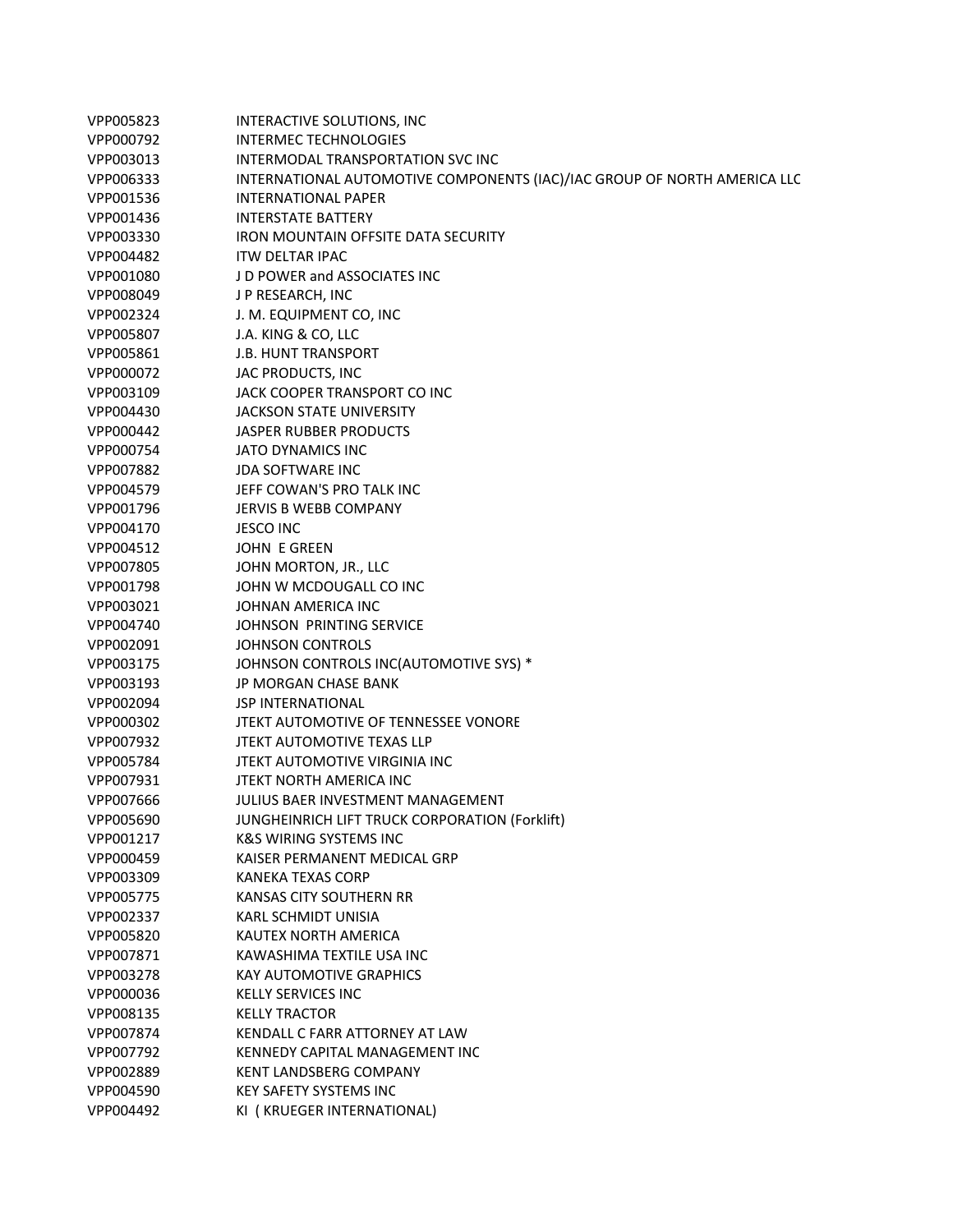| | |
|---|---|
| VPP005823 | INTERACTIVE SOLUTIONS, INC |
| VPP000792 | INTERMEC TECHNOLOGIES |
| VPP003013 | INTERMODAL TRANSPORTATION SVC INC |
| VPP006333 | INTERNATIONAL AUTOMOTIVE COMPONENTS (IAC)/IAC GROUP OF NORTH AMERICA LLC |
| VPP001536 | INTERNATIONAL PAPER |
| VPP001436 | INTERSTATE BATTERY |
| VPP003330 | IRON MOUNTAIN OFFSITE DATA SECURITY |
| VPP004482 | ITW DELTAR IPAC |
| VPP001080 | J D POWER and ASSOCIATES INC |
| VPP008049 | J P RESEARCH, INC |
| VPP002324 | J. M. EQUIPMENT CO, INC |
| VPP005807 | J.A. KING & CO, LLC |
| VPP005861 | J.B. HUNT TRANSPORT |
| VPP000072 | JAC PRODUCTS, INC |
| VPP003109 | JACK COOPER TRANSPORT CO INC |
| VPP004430 | JACKSON STATE UNIVERSITY |
| VPP000442 | JASPER RUBBER PRODUCTS |
| VPP000754 | JATO DYNAMICS INC |
| VPP007882 | JDA SOFTWARE INC |
| VPP004579 | JEFF COWAN'S PRO TALK INC |
| VPP001796 | JERVIS B WEBB COMPANY |
| VPP004170 | JESCO INC |
| VPP004512 | JOHN E GREEN |
| VPP007805 | JOHN MORTON, JR., LLC |
| VPP001798 | JOHN W MCDOUGALL CO INC |
| VPP003021 | JOHNAN AMERICA INC |
| VPP004740 | JOHNSON PRINTING SERVICE |
| VPP002091 | JOHNSON CONTROLS |
| VPP003175 | JOHNSON CONTROLS INC(AUTOMOTIVE SYS) * |
| VPP003193 | JP MORGAN CHASE BANK |
| VPP002094 | JSP INTERNATIONAL |
| VPP000302 | JTEKT AUTOMOTIVE OF TENNESSEE VONORE |
| VPP007932 | JTEKT AUTOMOTIVE TEXAS LLP |
| VPP005784 | JTEKT AUTOMOTIVE VIRGINIA INC |
| VPP007931 | JTEKT NORTH AMERICA INC |
| VPP007666 | JULIUS BAER INVESTMENT MANAGEMENT |
| VPP005690 | JUNGHEINRICH LIFT TRUCK CORPORATION (Forklift) |
| VPP001217 | K&S WIRING SYSTEMS INC |
| VPP000459 | KAISER PERMANENT MEDICAL GRP |
| VPP003309 | KANEKA TEXAS CORP |
| VPP005775 | KANSAS CITY SOUTHERN RR |
| VPP002337 | KARL SCHMIDT UNISIA |
| VPP005820 | KAUTEX NORTH AMERICA |
| VPP007871 | KAWASHIMA TEXTILE USA INC |
| VPP003278 | KAY AUTOMOTIVE GRAPHICS |
| VPP000036 | KELLY SERVICES INC |
| VPP008135 | KELLY TRACTOR |
| VPP007874 | KENDALL C FARR ATTORNEY AT LAW |
| VPP007792 | KENNEDY CAPITAL MANAGEMENT INC |
| VPP002889 | KENT LANDSBERG COMPANY |
| VPP004590 | KEY SAFETY SYSTEMS INC |
| VPP004492 | KI ( KRUEGER INTERNATIONAL) |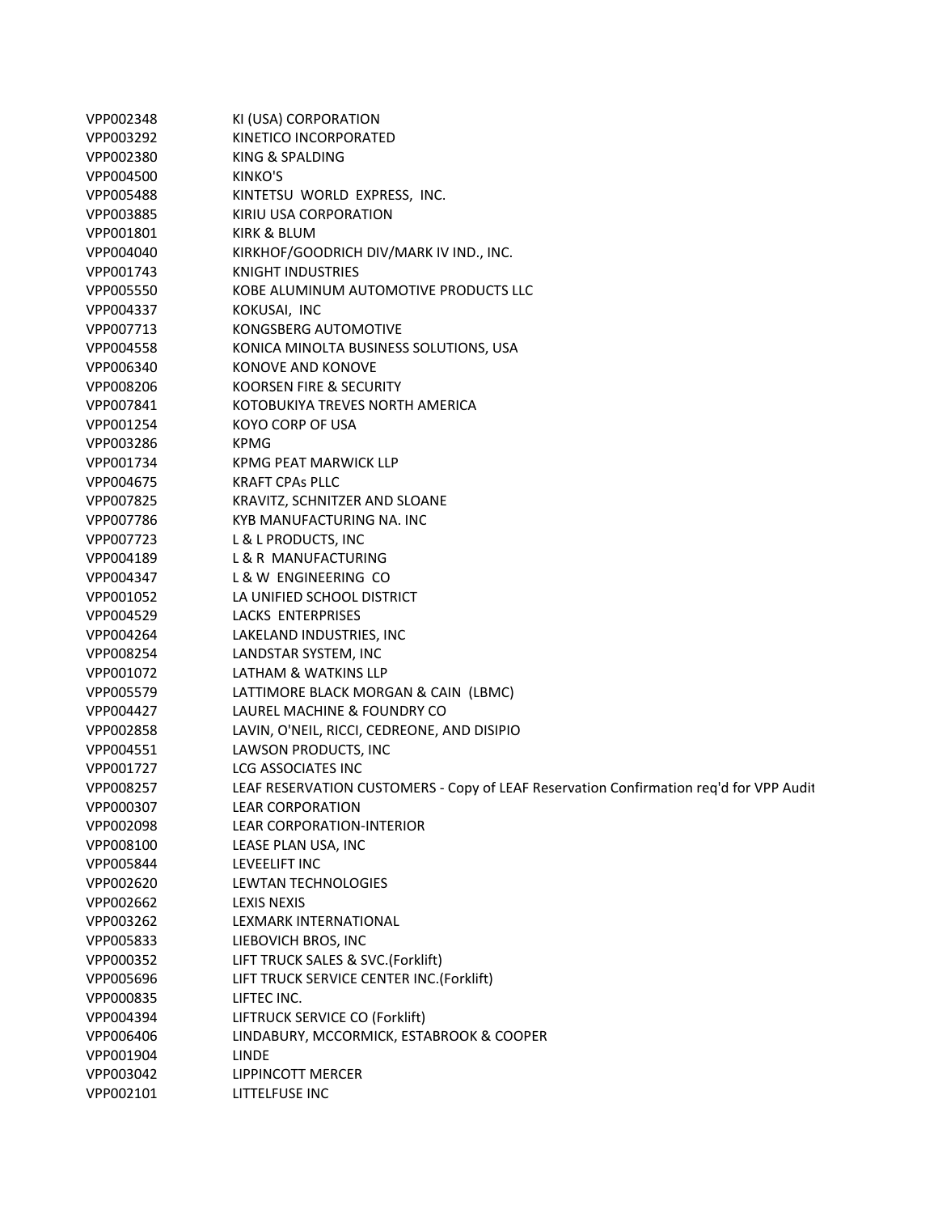| | |
|---|---|
| VPP002348 | KI (USA) CORPORATION |
| VPP003292 | KINETICO INCORPORATED |
| VPP002380 | KING & SPALDING |
| VPP004500 | KINKO'S |
| VPP005488 | KINTETSU WORLD EXPRESS, INC. |
| VPP003885 | KIRIU USA CORPORATION |
| VPP001801 | KIRK & BLUM |
| VPP004040 | KIRKHOF/GOODRICH DIV/MARK IV IND., INC. |
| VPP001743 | KNIGHT INDUSTRIES |
| VPP005550 | KOBE ALUMINUM AUTOMOTIVE PRODUCTS LLC |
| VPP004337 | KOKUSAI, INC |
| VPP007713 | KONGSBERG AUTOMOTIVE |
| VPP004558 | KONICA MINOLTA BUSINESS SOLUTIONS, USA |
| VPP006340 | KONOVE AND KONOVE |
| VPP008206 | KOORSEN FIRE & SECURITY |
| VPP007841 | KOTOBUKIYA TREVES NORTH AMERICA |
| VPP001254 | KOYO CORP OF USA |
| VPP003286 | KPMG |
| VPP001734 | KPMG PEAT MARWICK LLP |
| VPP004675 | KRAFT CPAs PLLC |
| VPP007825 | KRAVITZ, SCHNITZER AND SLOANE |
| VPP007786 | KYB MANUFACTURING NA. INC |
| VPP007723 | L & L PRODUCTS, INC |
| VPP004189 | L & R MANUFACTURING |
| VPP004347 | L & W ENGINEERING CO |
| VPP001052 | LA UNIFIED SCHOOL DISTRICT |
| VPP004529 | LACKS ENTERPRISES |
| VPP004264 | LAKELAND INDUSTRIES, INC |
| VPP008254 | LANDSTAR SYSTEM, INC |
| VPP001072 | LATHAM & WATKINS LLP |
| VPP005579 | LATTIMORE BLACK MORGAN & CAIN (LBMC) |
| VPP004427 | LAUREL MACHINE & FOUNDRY CO |
| VPP002858 | LAVIN, O'NEIL, RICCI, CEDREONE, AND DISIPIO |
| VPP004551 | LAWSON PRODUCTS, INC |
| VPP001727 | LCG ASSOCIATES INC |
| VPP008257 | LEAF RESERVATION CUSTOMERS - Copy of LEAF Reservation Confirmation req'd for VPP Audit |
| VPP000307 | LEAR CORPORATION |
| VPP002098 | LEAR CORPORATION-INTERIOR |
| VPP008100 | LEASE PLAN USA, INC |
| VPP005844 | LEVEELIFT INC |
| VPP002620 | LEWTAN TECHNOLOGIES |
| VPP002662 | LEXIS NEXIS |
| VPP003262 | LEXMARK INTERNATIONAL |
| VPP005833 | LIEBOVICH BROS, INC |
| VPP000352 | LIFT TRUCK SALES & SVC.(Forklift) |
| VPP005696 | LIFT TRUCK SERVICE CENTER INC.(Forklift) |
| VPP000835 | LIFTEC INC. |
| VPP004394 | LIFTRUCK SERVICE CO (Forklift) |
| VPP006406 | LINDABURY, MCCORMICK, ESTABROOK & COOPER |
| VPP001904 | LINDE |
| VPP003042 | LIPPINCOTT MERCER |
| VPP002101 | LITTELFUSE INC |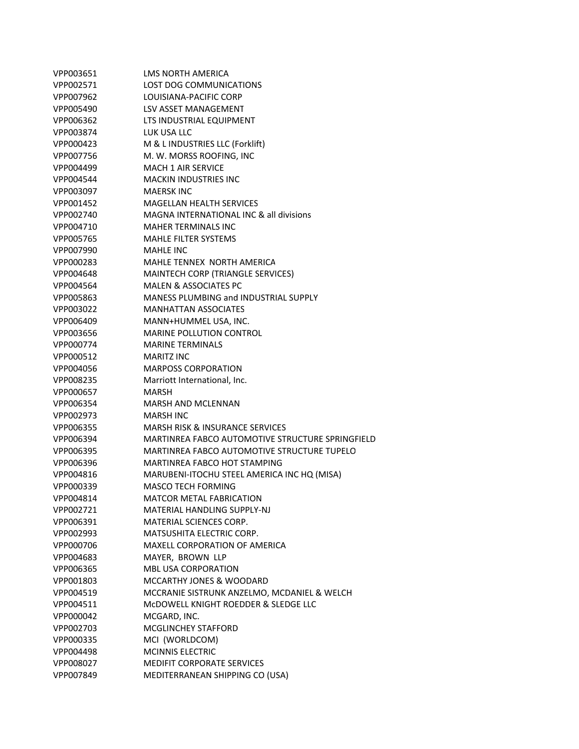| | |
|---|---|
| VPP003651 | LMS NORTH AMERICA |
| VPP002571 | LOST DOG COMMUNICATIONS |
| VPP007962 | LOUISIANA-PACIFIC CORP |
| VPP005490 | LSV ASSET MANAGEMENT |
| VPP006362 | LTS INDUSTRIAL EQUIPMENT |
| VPP003874 | LUK USA LLC |
| VPP000423 | M & L INDUSTRIES LLC (Forklift) |
| VPP007756 | M. W. MORSS ROOFING, INC |
| VPP004499 | MACH 1 AIR SERVICE |
| VPP004544 | MACKIN INDUSTRIES INC |
| VPP003097 | MAERSK INC |
| VPP001452 | MAGELLAN HEALTH SERVICES |
| VPP002740 | MAGNA INTERNATIONAL INC & all divisions |
| VPP004710 | MAHER TERMINALS INC |
| VPP005765 | MAHLE FILTER SYSTEMS |
| VPP007990 | MAHLE INC |
| VPP000283 | MAHLE TENNEX NORTH AMERICA |
| VPP004648 | MAINTECH CORP (TRIANGLE SERVICES) |
| VPP004564 | MALEN & ASSOCIATES PC |
| VPP005863 | MANESS PLUMBING and INDUSTRIAL SUPPLY |
| VPP003022 | MANHATTAN ASSOCIATES |
| VPP006409 | MANN+HUMMEL USA, INC. |
| VPP003656 | MARINE POLLUTION CONTROL |
| VPP000774 | MARINE TERMINALS |
| VPP000512 | MARITZ INC |
| VPP004056 | MARPOSS CORPORATION |
| VPP008235 | Marriott International, Inc. |
| VPP000657 | MARSH |
| VPP006354 | MARSH AND MCLENNAN |
| VPP002973 | MARSH INC |
| VPP006355 | MARSH RISK & INSURANCE SERVICES |
| VPP006394 | MARTINREA FABCO AUTOMOTIVE STRUCTURE SPRINGFIELD |
| VPP006395 | MARTINREA FABCO AUTOMOTIVE STRUCTURE TUPELO |
| VPP006396 | MARTINREA FABCO HOT STAMPING |
| VPP004816 | MARUBENI-ITOCHU STEEL AMERICA INC HQ (MISA) |
| VPP000339 | MASCO TECH FORMING |
| VPP004814 | MATCOR METAL FABRICATION |
| VPP002721 | MATERIAL HANDLING SUPPLY-NJ |
| VPP006391 | MATERIAL SCIENCES CORP. |
| VPP002993 | MATSUSHITA ELECTRIC CORP. |
| VPP000706 | MAXELL CORPORATION OF AMERICA |
| VPP004683 | MAYER, BROWN LLP |
| VPP006365 | MBL USA CORPORATION |
| VPP001803 | MCCARTHY JONES & WOODARD |
| VPP004519 | MCCRANIE SISTRUNK ANZELMO, MCDANIEL & WELCH |
| VPP004511 | McDOWELL KNIGHT ROEDDER & SLEDGE LLC |
| VPP000042 | MCGARD, INC. |
| VPP002703 | MCGLINCHEY STAFFORD |
| VPP000335 | MCI (WORLDCOM) |
| VPP004498 | MCINNIS ELECTRIC |
| VPP008027 | MEDIFIT CORPORATE SERVICES |
| VPP007849 | MEDITERRANEAN SHIPPING CO (USA) |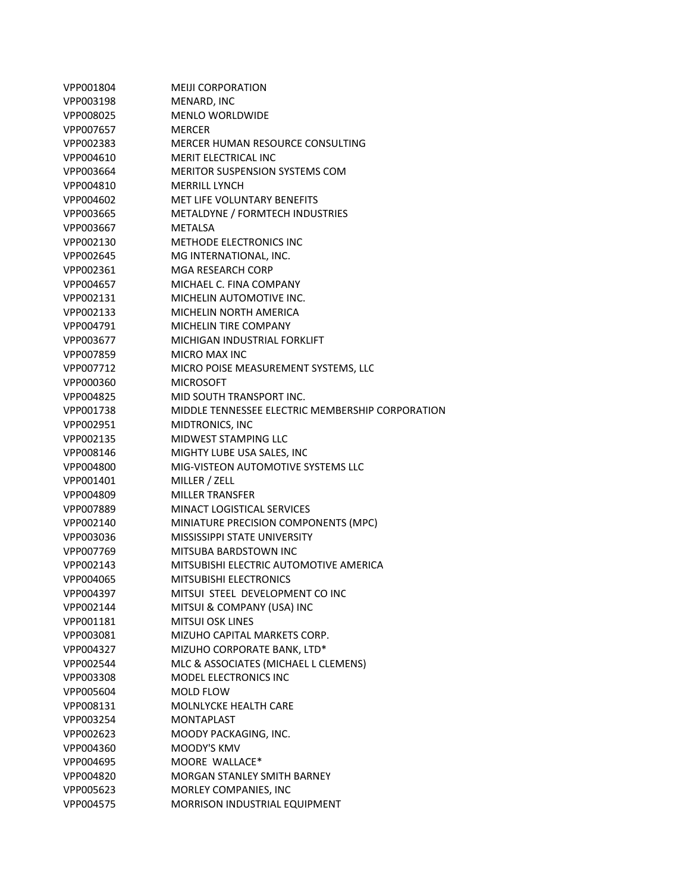| | |
|---|---|
| VPP001804 | MEIJI CORPORATION |
| VPP003198 | MENARD, INC |
| VPP008025 | MENLO WORLDWIDE |
| VPP007657 | MERCER |
| VPP002383 | MERCER HUMAN RESOURCE CONSULTING |
| VPP004610 | MERIT ELECTRICAL INC |
| VPP003664 | MERITOR SUSPENSION SYSTEMS COM |
| VPP004810 | MERRILL LYNCH |
| VPP004602 | MET LIFE VOLUNTARY BENEFITS |
| VPP003665 | METALDYNE / FORMTECH INDUSTRIES |
| VPP003667 | METALSA |
| VPP002130 | METHODE ELECTRONICS INC |
| VPP002645 | MG INTERNATIONAL, INC. |
| VPP002361 | MGA RESEARCH CORP |
| VPP004657 | MICHAEL C. FINA COMPANY |
| VPP002131 | MICHELIN AUTOMOTIVE INC. |
| VPP002133 | MICHELIN NORTH AMERICA |
| VPP004791 | MICHELIN TIRE COMPANY |
| VPP003677 | MICHIGAN INDUSTRIAL FORKLIFT |
| VPP007859 | MICRO MAX INC |
| VPP007712 | MICRO POISE MEASUREMENT SYSTEMS, LLC |
| VPP000360 | MICROSOFT |
| VPP004825 | MID SOUTH TRANSPORT INC. |
| VPP001738 | MIDDLE TENNESSEE ELECTRIC MEMBERSHIP CORPORATION |
| VPP002951 | MIDTRONICS, INC |
| VPP002135 | MIDWEST STAMPING LLC |
| VPP008146 | MIGHTY LUBE USA SALES, INC |
| VPP004800 | MIG-VISTEON AUTOMOTIVE SYSTEMS LLC |
| VPP001401 | MILLER / ZELL |
| VPP004809 | MILLER TRANSFER |
| VPP007889 | MINACT LOGISTICAL SERVICES |
| VPP002140 | MINIATURE PRECISION COMPONENTS (MPC) |
| VPP003036 | MISSISSIPPI STATE UNIVERSITY |
| VPP007769 | MITSUBA BARDSTOWN INC |
| VPP002143 | MITSUBISHI ELECTRIC AUTOMOTIVE AMERICA |
| VPP004065 | MITSUBISHI ELECTRONICS |
| VPP004397 | MITSUI STEEL DEVELOPMENT CO INC |
| VPP002144 | MITSUI & COMPANY (USA) INC |
| VPP001181 | MITSUI OSK LINES |
| VPP003081 | MIZUHO CAPITAL MARKETS CORP. |
| VPP004327 | MIZUHO CORPORATE BANK, LTD* |
| VPP002544 | MLC & ASSOCIATES (MICHAEL L CLEMENS) |
| VPP003308 | MODEL ELECTRONICS INC |
| VPP005604 | MOLD FLOW |
| VPP008131 | MOLNLYCKE HEALTH CARE |
| VPP003254 | MONTAPLAST |
| VPP002623 | MOODY PACKAGING, INC. |
| VPP004360 | MOODY'S KMV |
| VPP004695 | MOORE WALLACE* |
| VPP004820 | MORGAN STANLEY SMITH BARNEY |
| VPP005623 | MORLEY COMPANIES, INC |
| VPP004575 | MORRISON INDUSTRIAL EQUIPMENT |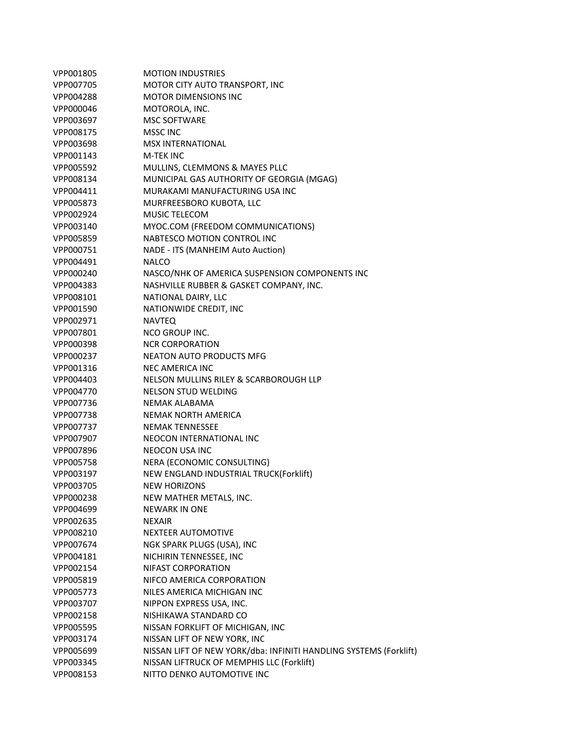| | |
|---|---|
| VPP001805 | MOTION INDUSTRIES |
| VPP007705 | MOTOR CITY AUTO TRANSPORT, INC |
| VPP004288 | MOTOR DIMENSIONS INC |
| VPP000046 | MOTOROLA, INC. |
| VPP003697 | MSC SOFTWARE |
| VPP008175 | MSSC INC |
| VPP003698 | MSX INTERNATIONAL |
| VPP001143 | M-TEK INC |
| VPP005592 | MULLINS, CLEMMONS & MAYES PLLC |
| VPP008134 | MUNICIPAL GAS AUTHORITY OF GEORGIA (MGAG) |
| VPP004411 | MURAKAMI MANUFACTURING USA INC |
| VPP005873 | MURFREESBORO KUBOTA, LLC |
| VPP002924 | MUSIC TELECOM |
| VPP003140 | MYOC.COM (FREEDOM COMMUNICATIONS) |
| VPP005859 | NABTESCO MOTION CONTROL INC |
| VPP000751 | NADE - ITS (MANHEIM Auto Auction) |
| VPP004491 | NALCO |
| VPP000240 | NASCO/NHK OF AMERICA SUSPENSION COMPONENTS INC |
| VPP004383 | NASHVILLE RUBBER & GASKET COMPANY, INC. |
| VPP008101 | NATIONAL DAIRY, LLC |
| VPP001590 | NATIONWIDE CREDIT, INC |
| VPP002971 | NAVTEQ |
| VPP007801 | NCO GROUP INC. |
| VPP000398 | NCR CORPORATION |
| VPP000237 | NEATON AUTO PRODUCTS MFG |
| VPP001316 | NEC AMERICA INC |
| VPP004403 | NELSON MULLINS RILEY & SCARBOROUGH LLP |
| VPP004770 | NELSON STUD WELDING |
| VPP007736 | NEMAK ALABAMA |
| VPP007738 | NEMAK NORTH AMERICA |
| VPP007737 | NEMAK TENNESSEE |
| VPP007907 | NEOCON INTERNATIONAL INC |
| VPP007896 | NEOCON USA INC |
| VPP005758 | NERA (ECONOMIC CONSULTING) |
| VPP003197 | NEW ENGLAND INDUSTRIAL TRUCK(Forklift) |
| VPP003705 | NEW HORIZONS |
| VPP000238 | NEW MATHER METALS, INC. |
| VPP004699 | NEWARK IN ONE |
| VPP002635 | NEXAIR |
| VPP008210 | NEXTEER AUTOMOTIVE |
| VPP007674 | NGK SPARK PLUGS (USA), INC |
| VPP004181 | NICHIRIN TENNESSEE, INC |
| VPP002154 | NIFAST CORPORATION |
| VPP005819 | NIFCO AMERICA CORPORATION |
| VPP005773 | NILES AMERICA MICHIGAN INC |
| VPP003707 | NIPPON EXPRESS USA, INC. |
| VPP002158 | NISHIKAWA STANDARD CO |
| VPP005595 | NISSAN FORKLIFT OF MICHIGAN, INC |
| VPP003174 | NISSAN LIFT OF NEW YORK, INC |
| VPP005699 | NISSAN LIFT OF NEW YORK/dba: INFINITI HANDLING SYSTEMS (Forklift) |
| VPP003345 | NISSAN LIFTRUCK OF MEMPHIS LLC (Forklift) |
| VPP008153 | NITTO DENKO AUTOMOTIVE INC |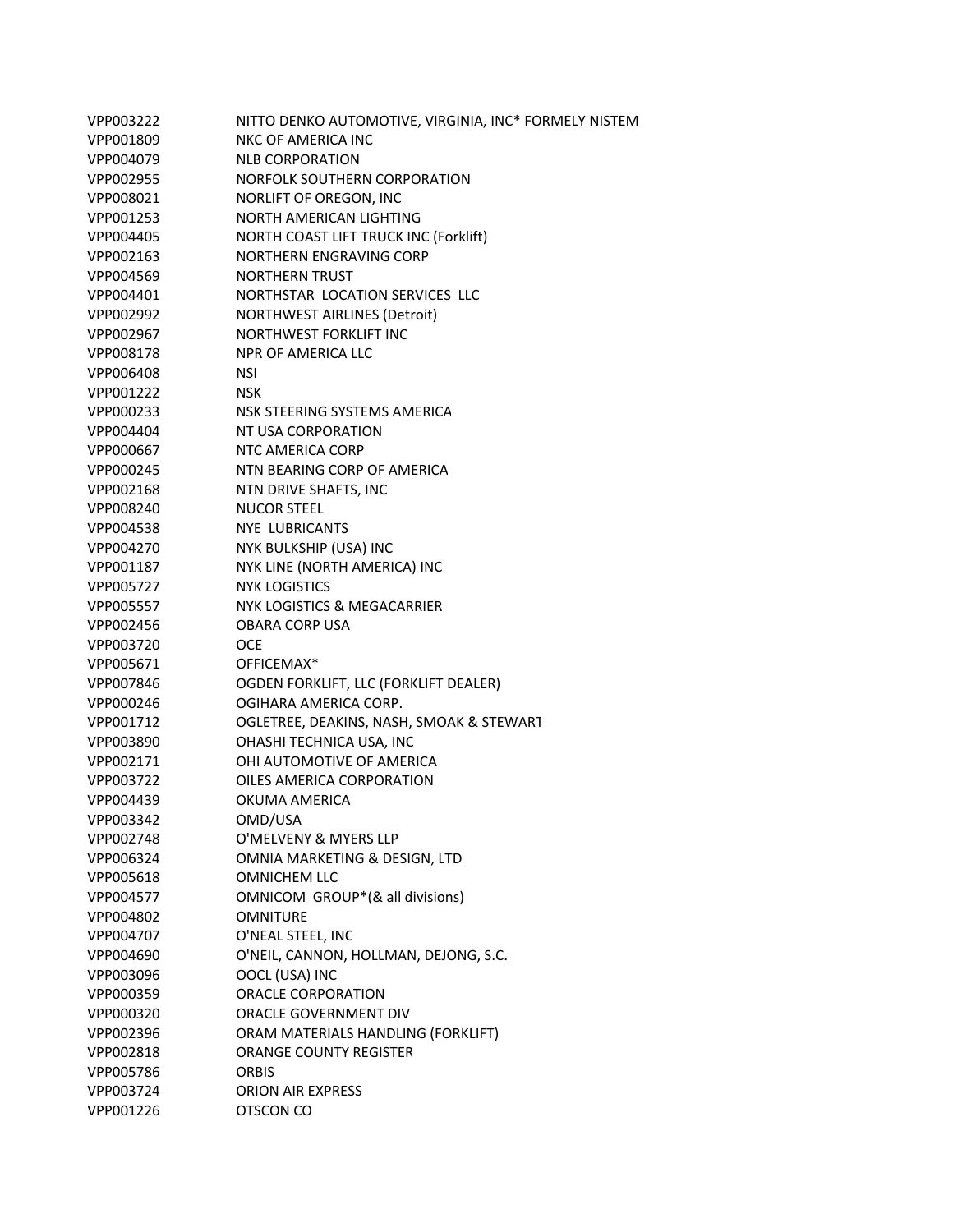| | |
|---|---|
| VPP003222 | NITTO DENKO AUTOMOTIVE, VIRGINIA, INC* FORMELY NISTEM |
| VPP001809 | NKC OF AMERICA INC |
| VPP004079 | NLB CORPORATION |
| VPP002955 | NORFOLK SOUTHERN CORPORATION |
| VPP008021 | NORLIFT OF OREGON, INC |
| VPP001253 | NORTH AMERICAN LIGHTING |
| VPP004405 | NORTH COAST LIFT TRUCK INC (Forklift) |
| VPP002163 | NORTHERN ENGRAVING CORP |
| VPP004569 | NORTHERN TRUST |
| VPP004401 | NORTHSTAR  LOCATION SERVICES  LLC |
| VPP002992 | NORTHWEST AIRLINES (Detroit) |
| VPP002967 | NORTHWEST FORKLIFT INC |
| VPP008178 | NPR OF AMERICA LLC |
| VPP006408 | NSI |
| VPP001222 | NSK |
| VPP000233 | NSK STEERING SYSTEMS AMERICA |
| VPP004404 | NT USA CORPORATION |
| VPP000667 | NTC AMERICA CORP |
| VPP000245 | NTN BEARING CORP OF AMERICA |
| VPP002168 | NTN DRIVE SHAFTS, INC |
| VPP008240 | NUCOR STEEL |
| VPP004538 | NYE  LUBRICANTS |
| VPP004270 | NYK BULKSHIP (USA) INC |
| VPP001187 | NYK LINE (NORTH AMERICA) INC |
| VPP005727 | NYK LOGISTICS |
| VPP005557 | NYK LOGISTICS & MEGACARRIER |
| VPP002456 | OBARA CORP USA |
| VPP003720 | OCE |
| VPP005671 | OFFICEMAX* |
| VPP007846 | OGDEN FORKLIFT, LLC (FORKLIFT DEALER) |
| VPP000246 | OGIHARA AMERICA CORP. |
| VPP001712 | OGLETREE, DEAKINS, NASH, SMOAK & STEWART |
| VPP003890 | OHASHI TECHNICA USA, INC |
| VPP002171 | OHI AUTOMOTIVE OF AMERICA |
| VPP003722 | OILES AMERICA CORPORATION |
| VPP004439 | OKUMA AMERICA |
| VPP003342 | OMD/USA |
| VPP002748 | O'MELVENY & MYERS LLP |
| VPP006324 | OMNIA MARKETING & DESIGN, LTD |
| VPP005618 | OMNICHEM LLC |
| VPP004577 | OMNICOM  GROUP*(& all divisions) |
| VPP004802 | OMNITURE |
| VPP004707 | O'NEAL STEEL, INC |
| VPP004690 | O'NEIL, CANNON, HOLLMAN, DEJONG, S.C. |
| VPP003096 | OOCL (USA) INC |
| VPP000359 | ORACLE CORPORATION |
| VPP000320 | ORACLE GOVERNMENT DIV |
| VPP002396 | ORAM MATERIALS HANDLING (FORKLIFT) |
| VPP002818 | ORANGE COUNTY REGISTER |
| VPP005786 | ORBIS |
| VPP003724 | ORION AIR EXPRESS |
| VPP001226 | OTSCON CO |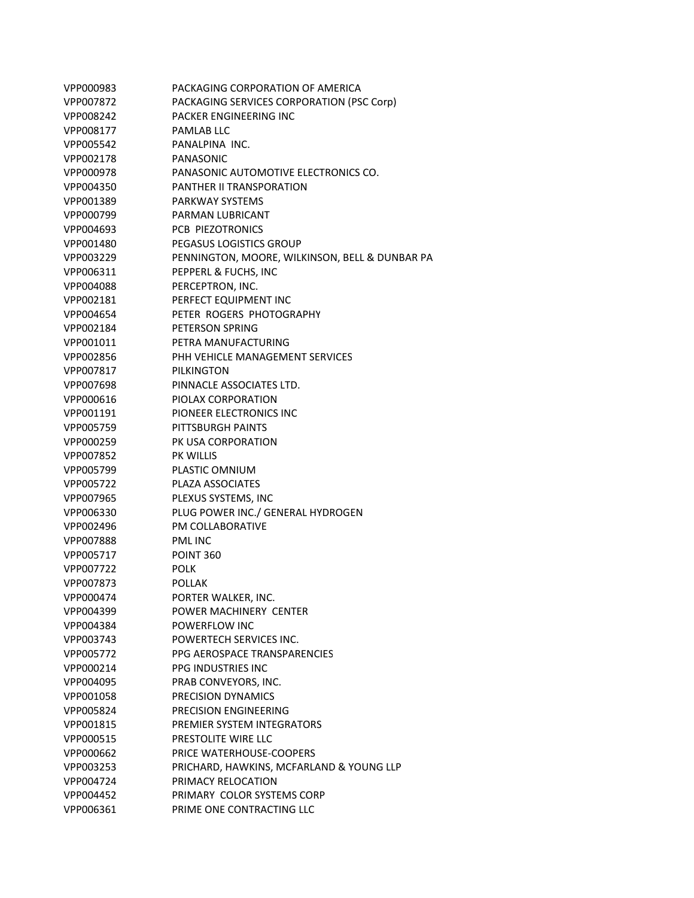| | |
|---|---|
| VPP000983 | PACKAGING CORPORATION OF AMERICA |
| VPP007872 | PACKAGING SERVICES CORPORATION (PSC Corp) |
| VPP008242 | PACKER ENGINEERING INC |
| VPP008177 | PAMLAB LLC |
| VPP005542 | PANALPINA INC. |
| VPP002178 | PANASONIC |
| VPP000978 | PANASONIC AUTOMOTIVE ELECTRONICS CO. |
| VPP004350 | PANTHER II TRANSPORATION |
| VPP001389 | PARKWAY SYSTEMS |
| VPP000799 | PARMAN LUBRICANT |
| VPP004693 | PCB PIEZOTRONICS |
| VPP001480 | PEGASUS LOGISTICS GROUP |
| VPP003229 | PENNINGTON, MOORE, WILKINSON, BELL & DUNBAR PA |
| VPP006311 | PEPPERL & FUCHS, INC |
| VPP004088 | PERCEPTRON, INC. |
| VPP002181 | PERFECT EQUIPMENT INC |
| VPP004654 | PETER ROGERS PHOTOGRAPHY |
| VPP002184 | PETERSON SPRING |
| VPP001011 | PETRA MANUFACTURING |
| VPP002856 | PHH VEHICLE MANAGEMENT SERVICES |
| VPP007817 | PILKINGTON |
| VPP007698 | PINNACLE ASSOCIATES LTD. |
| VPP000616 | PIOLAX CORPORATION |
| VPP001191 | PIONEER ELECTRONICS INC |
| VPP005759 | PITTSBURGH PAINTS |
| VPP000259 | PK USA CORPORATION |
| VPP007852 | PK WILLIS |
| VPP005799 | PLASTIC OMNIUM |
| VPP005722 | PLAZA ASSOCIATES |
| VPP007965 | PLEXUS SYSTEMS, INC |
| VPP006330 | PLUG POWER INC./ GENERAL HYDROGEN |
| VPP002496 | PM COLLABORATIVE |
| VPP007888 | PML INC |
| VPP005717 | POINT 360 |
| VPP007722 | POLK |
| VPP007873 | POLLAK |
| VPP000474 | PORTER WALKER, INC. |
| VPP004399 | POWER MACHINERY CENTER |
| VPP004384 | POWERFLOW INC |
| VPP003743 | POWERTECH SERVICES INC. |
| VPP005772 | PPG AEROSPACE TRANSPARENCIES |
| VPP000214 | PPG INDUSTRIES INC |
| VPP004095 | PRAB CONVEYORS, INC. |
| VPP001058 | PRECISION DYNAMICS |
| VPP005824 | PRECISION ENGINEERING |
| VPP001815 | PREMIER SYSTEM INTEGRATORS |
| VPP000515 | PRESTOLITE WIRE LLC |
| VPP000662 | PRICE WATERHOUSE-COOPERS |
| VPP003253 | PRICHARD, HAWKINS, MCFARLAND & YOUNG LLP |
| VPP004724 | PRIMACY RELOCATION |
| VPP004452 | PRIMARY COLOR SYSTEMS CORP |
| VPP006361 | PRIME ONE CONTRACTING LLC |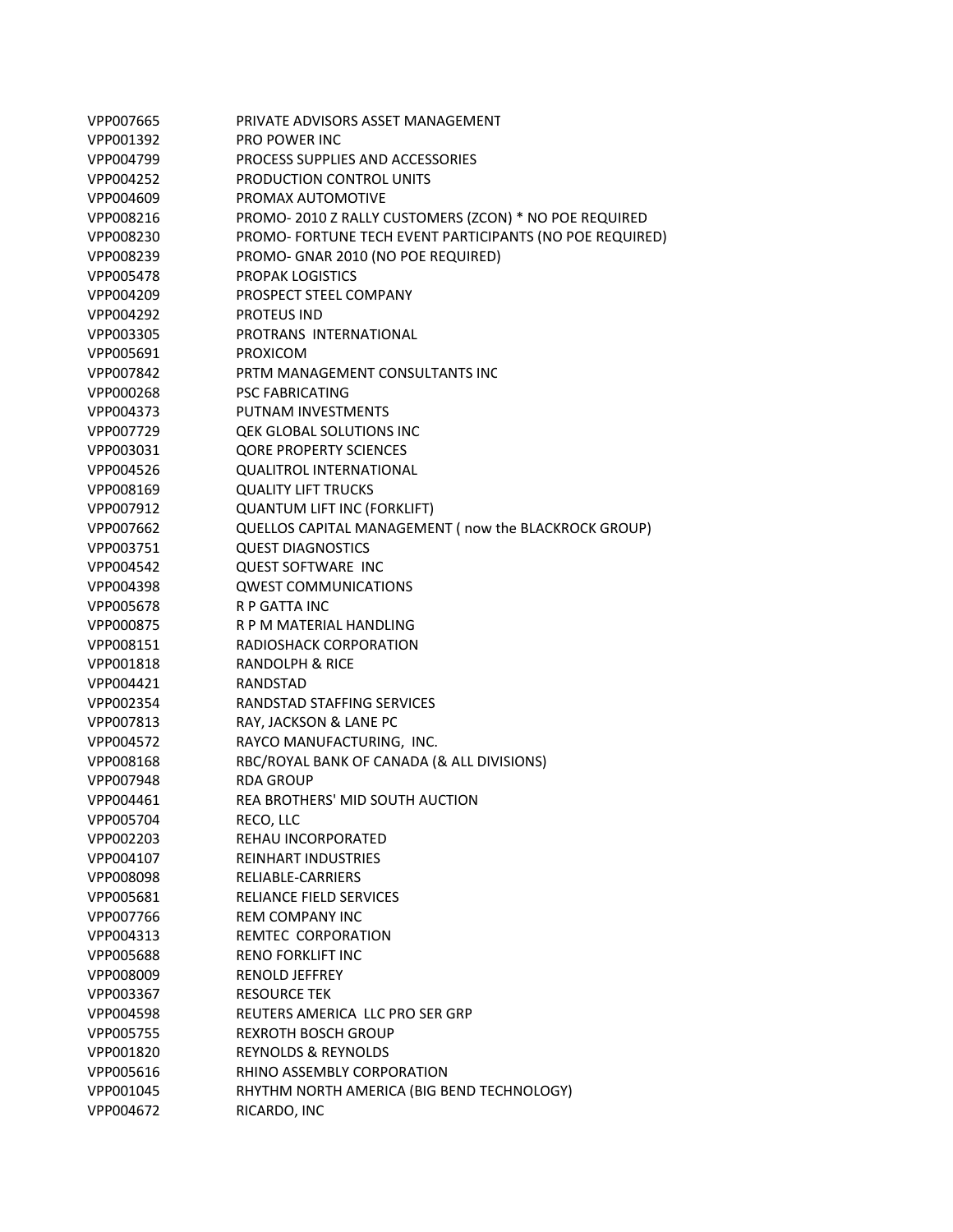| | |
|---|---|
| VPP007665 | PRIVATE ADVISORS ASSET MANAGEMENT |
| VPP001392 | PRO POWER INC |
| VPP004799 | PROCESS SUPPLIES AND ACCESSORIES |
| VPP004252 | PRODUCTION CONTROL UNITS |
| VPP004609 | PROMAX AUTOMOTIVE |
| VPP008216 | PROMO- 2010 Z RALLY CUSTOMERS (ZCON) * NO POE REQUIRED |
| VPP008230 | PROMO- FORTUNE TECH EVENT PARTICIPANTS (NO POE REQUIRED) |
| VPP008239 | PROMO- GNAR 2010 (NO POE REQUIRED) |
| VPP005478 | PROPAK LOGISTICS |
| VPP004209 | PROSPECT STEEL COMPANY |
| VPP004292 | PROTEUS IND |
| VPP003305 | PROTRANS INTERNATIONAL |
| VPP005691 | PROXICOM |
| VPP007842 | PRTM MANAGEMENT CONSULTANTS INC |
| VPP000268 | PSC FABRICATING |
| VPP004373 | PUTNAM INVESTMENTS |
| VPP007729 | QEK GLOBAL SOLUTIONS INC |
| VPP003031 | QORE PROPERTY SCIENCES |
| VPP004526 | QUALITROL INTERNATIONAL |
| VPP008169 | QUALITY LIFT TRUCKS |
| VPP007912 | QUANTUM LIFT INC (FORKLIFT) |
| VPP007662 | QUELLOS CAPITAL MANAGEMENT ( now the BLACKROCK GROUP) |
| VPP003751 | QUEST DIAGNOSTICS |
| VPP004542 | QUEST SOFTWARE INC |
| VPP004398 | QWEST COMMUNICATIONS |
| VPP005678 | R P GATTA INC |
| VPP000875 | R P M MATERIAL HANDLING |
| VPP008151 | RADIOSHACK CORPORATION |
| VPP001818 | RANDOLPH & RICE |
| VPP004421 | RANDSTAD |
| VPP002354 | RANDSTAD STAFFING SERVICES |
| VPP007813 | RAY, JACKSON & LANE PC |
| VPP004572 | RAYCO MANUFACTURING, INC. |
| VPP008168 | RBC/ROYAL BANK OF CANADA (& ALL DIVISIONS) |
| VPP007948 | RDA GROUP |
| VPP004461 | REA BROTHERS' MID SOUTH AUCTION |
| VPP005704 | RECO, LLC |
| VPP002203 | REHAU INCORPORATED |
| VPP004107 | REINHART INDUSTRIES |
| VPP008098 | RELIABLE-CARRIERS |
| VPP005681 | RELIANCE FIELD SERVICES |
| VPP007766 | REM COMPANY INC |
| VPP004313 | REMTEC CORPORATION |
| VPP005688 | RENO FORKLIFT INC |
| VPP008009 | RENOLD JEFFREY |
| VPP003367 | RESOURCE TEK |
| VPP004598 | REUTERS AMERICA LLC PRO SER GRP |
| VPP005755 | REXROTH BOSCH GROUP |
| VPP001820 | REYNOLDS & REYNOLDS |
| VPP005616 | RHINO ASSEMBLY CORPORATION |
| VPP001045 | RHYTHM NORTH AMERICA (BIG BEND TECHNOLOGY) |
| VPP004672 | RICARDO, INC |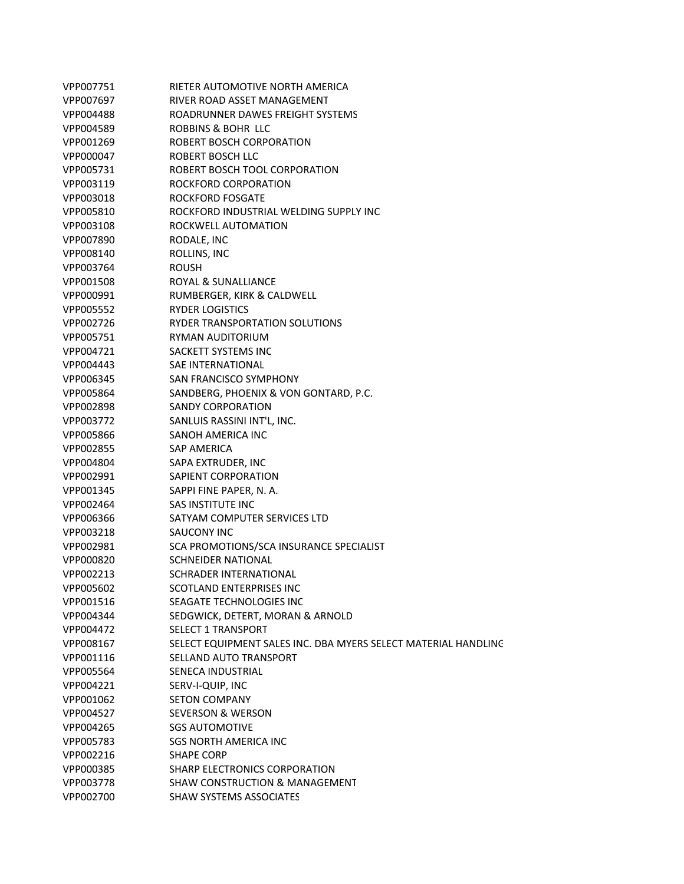| | |
|---|---|
| VPP007751 | RIETER AUTOMOTIVE NORTH AMERICA |
| VPP007697 | RIVER ROAD ASSET MANAGEMENT |
| VPP004488 | ROADRUNNER DAWES FREIGHT SYSTEMS |
| VPP004589 | ROBBINS & BOHR LLC |
| VPP001269 | ROBERT BOSCH CORPORATION |
| VPP000047 | ROBERT BOSCH LLC |
| VPP005731 | ROBERT BOSCH TOOL CORPORATION |
| VPP003119 | ROCKFORD CORPORATION |
| VPP003018 | ROCKFORD FOSGATE |
| VPP005810 | ROCKFORD INDUSTRIAL WELDING SUPPLY INC |
| VPP003108 | ROCKWELL AUTOMATION |
| VPP007890 | RODALE, INC |
| VPP008140 | ROLLINS, INC |
| VPP003764 | ROUSH |
| VPP001508 | ROYAL & SUNALLIANCE |
| VPP000991 | RUMBERGER, KIRK & CALDWELL |
| VPP005552 | RYDER LOGISTICS |
| VPP002726 | RYDER TRANSPORTATION SOLUTIONS |
| VPP005751 | RYMAN AUDITORIUM |
| VPP004721 | SACKETT SYSTEMS INC |
| VPP004443 | SAE INTERNATIONAL |
| VPP006345 | SAN FRANCISCO SYMPHONY |
| VPP005864 | SANDBERG, PHOENIX & VON GONTARD, P.C. |
| VPP002898 | SANDY CORPORATION |
| VPP003772 | SANLUIS RASSINI INT'L, INC. |
| VPP005866 | SANOH AMERICA INC |
| VPP002855 | SAP AMERICA |
| VPP004804 | SAPA EXTRUDER, INC |
| VPP002991 | SAPIENT CORPORATION |
| VPP001345 | SAPPI FINE PAPER, N. A. |
| VPP002464 | SAS INSTITUTE INC |
| VPP006366 | SATYAM COMPUTER SERVICES LTD |
| VPP003218 | SAUCONY INC |
| VPP002981 | SCA PROMOTIONS/SCA INSURANCE SPECIALIST |
| VPP000820 | SCHNEIDER NATIONAL |
| VPP002213 | SCHRADER INTERNATIONAL |
| VPP005602 | SCOTLAND ENTERPRISES INC |
| VPP001516 | SEAGATE TECHNOLOGIES INC |
| VPP004344 | SEDGWICK, DETERT, MORAN & ARNOLD |
| VPP004472 | SELECT 1 TRANSPORT |
| VPP008167 | SELECT EQUIPMENT SALES INC. DBA MYERS SELECT MATERIAL HANDLING |
| VPP001116 | SELLAND AUTO TRANSPORT |
| VPP005564 | SENECA INDUSTRIAL |
| VPP004221 | SERV-I-QUIP, INC |
| VPP001062 | SETON COMPANY |
| VPP004527 | SEVERSON & WERSON |
| VPP004265 | SGS AUTOMOTIVE |
| VPP005783 | SGS NORTH AMERICA INC |
| VPP002216 | SHAPE CORP |
| VPP000385 | SHARP ELECTRONICS CORPORATION |
| VPP003778 | SHAW CONSTRUCTION & MANAGEMENT |
| VPP002700 | SHAW SYSTEMS ASSOCIATES |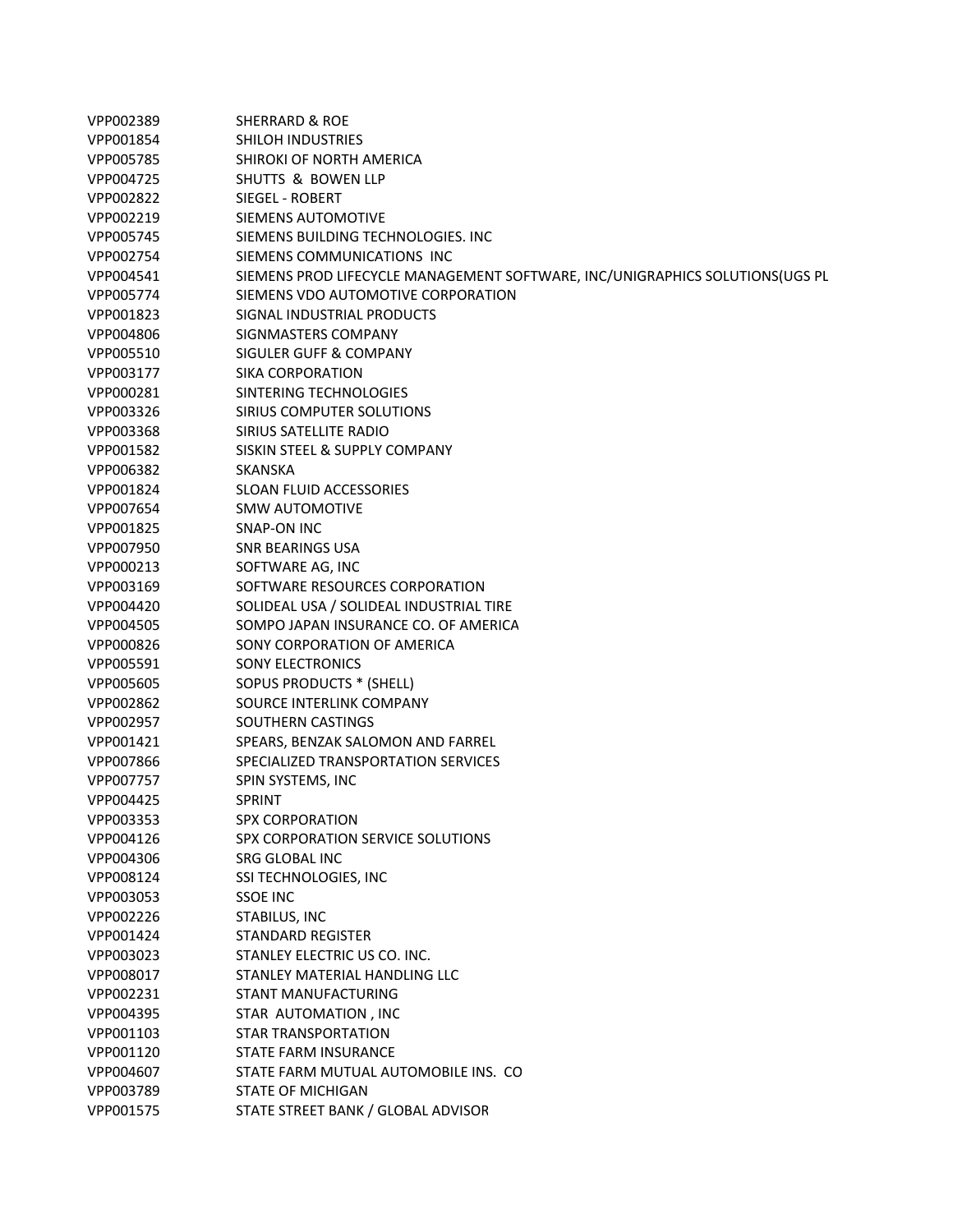| | |
|---|---|
| VPP002389 | SHERRARD & ROE |
| VPP001854 | SHILOH INDUSTRIES |
| VPP005785 | SHIROKI OF NORTH AMERICA |
| VPP004725 | SHUTTS & BOWEN LLP |
| VPP002822 | SIEGEL - ROBERT |
| VPP002219 | SIEMENS AUTOMOTIVE |
| VPP005745 | SIEMENS BUILDING TECHNOLOGIES. INC |
| VPP002754 | SIEMENS COMMUNICATIONS INC |
| VPP004541 | SIEMENS PROD LIFECYCLE MANAGEMENT SOFTWARE, INC/UNIGRAPHICS SOLUTIONS(UGS PL |
| VPP005774 | SIEMENS VDO AUTOMOTIVE CORPORATION |
| VPP001823 | SIGNAL INDUSTRIAL PRODUCTS |
| VPP004806 | SIGNMASTERS COMPANY |
| VPP005510 | SIGULER GUFF & COMPANY |
| VPP003177 | SIKA CORPORATION |
| VPP000281 | SINTERING TECHNOLOGIES |
| VPP003326 | SIRIUS COMPUTER SOLUTIONS |
| VPP003368 | SIRIUS SATELLITE RADIO |
| VPP001582 | SISKIN STEEL & SUPPLY COMPANY |
| VPP006382 | SKANSKA |
| VPP001824 | SLOAN FLUID ACCESSORIES |
| VPP007654 | SMW AUTOMOTIVE |
| VPP001825 | SNAP-ON INC |
| VPP007950 | SNR BEARINGS USA |
| VPP000213 | SOFTWARE AG, INC |
| VPP003169 | SOFTWARE RESOURCES CORPORATION |
| VPP004420 | SOLIDEAL USA / SOLIDEAL INDUSTRIAL TIRE |
| VPP004505 | SOMPO JAPAN INSURANCE CO. OF AMERICA |
| VPP000826 | SONY CORPORATION OF AMERICA |
| VPP005591 | SONY ELECTRONICS |
| VPP005605 | SOPUS PRODUCTS * (SHELL) |
| VPP002862 | SOURCE INTERLINK COMPANY |
| VPP002957 | SOUTHERN CASTINGS |
| VPP001421 | SPEARS, BENZAK SALOMON AND FARREL |
| VPP007866 | SPECIALIZED TRANSPORTATION SERVICES |
| VPP007757 | SPIN SYSTEMS, INC |
| VPP004425 | SPRINT |
| VPP003353 | SPX CORPORATION |
| VPP004126 | SPX CORPORATION SERVICE SOLUTIONS |
| VPP004306 | SRG GLOBAL INC |
| VPP008124 | SSI TECHNOLOGIES, INC |
| VPP003053 | SSOE INC |
| VPP002226 | STABILUS, INC |
| VPP001424 | STANDARD REGISTER |
| VPP003023 | STANLEY ELECTRIC US CO. INC. |
| VPP008017 | STANLEY MATERIAL HANDLING LLC |
| VPP002231 | STANT MANUFACTURING |
| VPP004395 | STAR AUTOMATION , INC |
| VPP001103 | STAR TRANSPORTATION |
| VPP001120 | STATE FARM INSURANCE |
| VPP004607 | STATE FARM MUTUAL AUTOMOBILE INS. CO |
| VPP003789 | STATE OF MICHIGAN |
| VPP001575 | STATE STREET BANK / GLOBAL ADVISOR |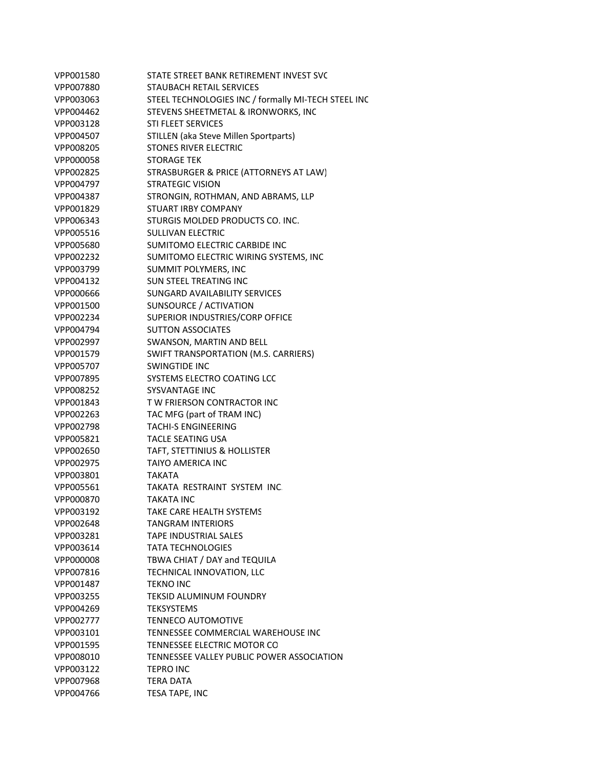| | |
|---|---|
| VPP001580 | STATE STREET BANK RETIREMENT INVEST SVC |
| VPP007880 | STAUBACH RETAIL SERVICES |
| VPP003063 | STEEL TECHNOLOGIES INC / formally MI-TECH STEEL INC |
| VPP004462 | STEVENS SHEETMETAL & IRONWORKS, INC |
| VPP003128 | STI FLEET SERVICES |
| VPP004507 | STILLEN (aka Steve Millen Sportparts) |
| VPP008205 | STONES RIVER ELECTRIC |
| VPP000058 | STORAGE TEK |
| VPP002825 | STRASBURGER & PRICE (ATTORNEYS AT LAW) |
| VPP004797 | STRATEGIC VISION |
| VPP004387 | STRONGIN, ROTHMAN, AND ABRAMS, LLP |
| VPP001829 | STUART IRBY COMPANY |
| VPP006343 | STURGIS MOLDED PRODUCTS CO. INC. |
| VPP005516 | SULLIVAN ELECTRIC |
| VPP005680 | SUMITOMO ELECTRIC CARBIDE INC |
| VPP002232 | SUMITOMO ELECTRIC WIRING SYSTEMS, INC |
| VPP003799 | SUMMIT POLYMERS, INC |
| VPP004132 | SUN STEEL TREATING INC |
| VPP000666 | SUNGARD AVAILABILITY SERVICES |
| VPP001500 | SUNSOURCE / ACTIVATION |
| VPP002234 | SUPERIOR INDUSTRIES/CORP OFFICE |
| VPP004794 | SUTTON ASSOCIATES |
| VPP002997 | SWANSON, MARTIN AND BELL |
| VPP001579 | SWIFT TRANSPORTATION (M.S. CARRIERS) |
| VPP005707 | SWINGTIDE INC |
| VPP007895 | SYSTEMS ELECTRO COATING LCC |
| VPP008252 | SYSVANTAGE INC |
| VPP001843 | T W FRIERSON CONTRACTOR INC |
| VPP002263 | TAC MFG (part of TRAM INC) |
| VPP002798 | TACHI-S ENGINEERING |
| VPP005821 | TACLE SEATING USA |
| VPP002650 | TAFT, STETTINIUS & HOLLISTER |
| VPP002975 | TAIYO AMERICA INC |
| VPP003801 | TAKATA |
| VPP005561 | TAKATA RESTRAINT SYSTEM INC. |
| VPP000870 | TAKATA INC |
| VPP003192 | TAKE CARE HEALTH SYSTEMS |
| VPP002648 | TANGRAM INTERIORS |
| VPP003281 | TAPE INDUSTRIAL SALES |
| VPP003614 | TATA TECHNOLOGIES |
| VPP000008 | TBWA CHIAT / DAY and TEQUILA |
| VPP007816 | TECHNICAL INNOVATION, LLC |
| VPP001487 | TEKNO INC |
| VPP003255 | TEKSID ALUMINUM FOUNDRY |
| VPP004269 | TEKSYSTEMS |
| VPP002777 | TENNECO AUTOMOTIVE |
| VPP003101 | TENNESSEE COMMERCIAL WAREHOUSE INC |
| VPP001595 | TENNESSEE ELECTRIC MOTOR CO |
| VPP008010 | TENNESSEE VALLEY PUBLIC POWER ASSOCIATION |
| VPP003122 | TEPRO INC |
| VPP007968 | TERA DATA |
| VPP004766 | TESA TAPE, INC |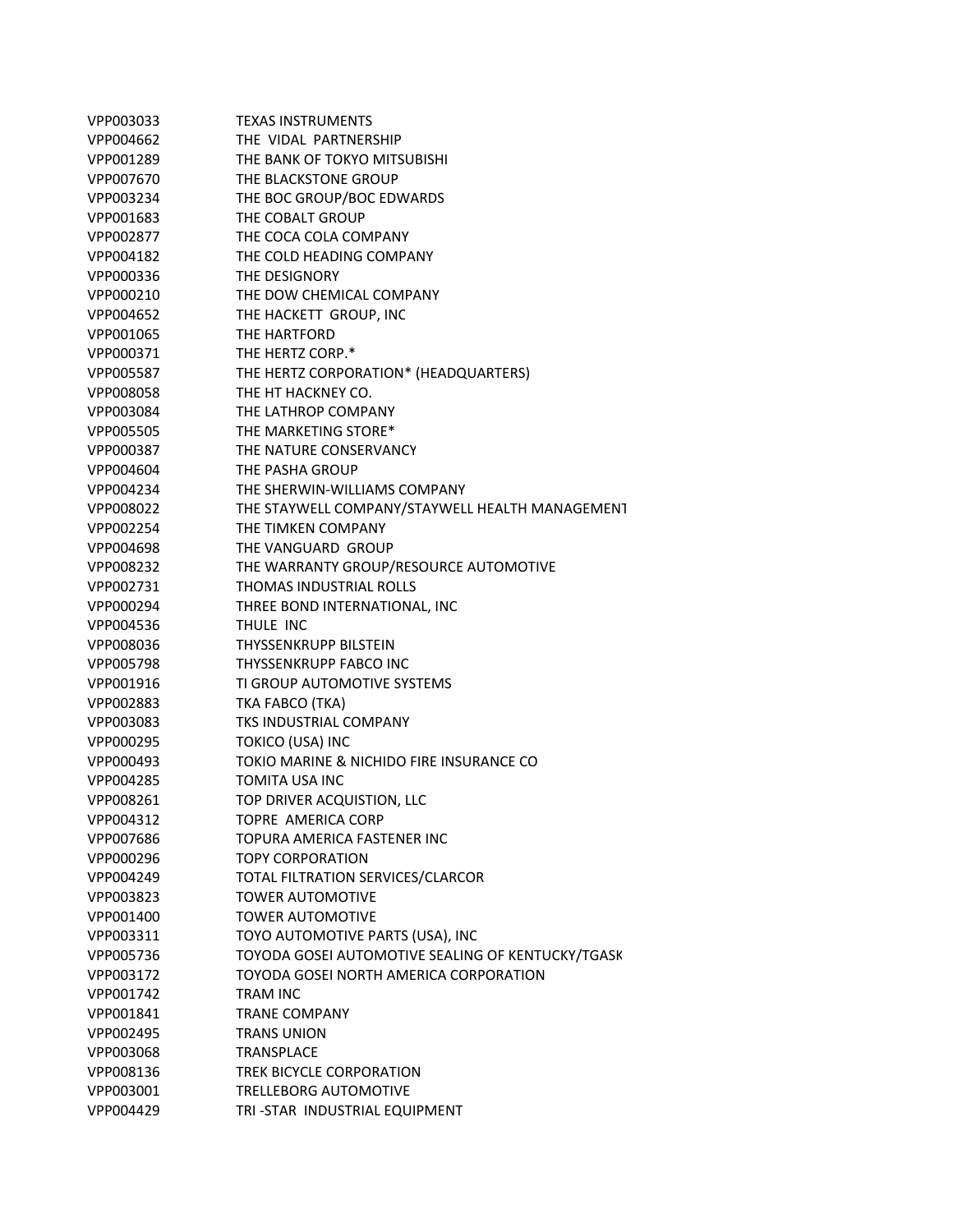| | |
|---|---|
| VPP003033 | TEXAS INSTRUMENTS |
| VPP004662 | THE  VIDAL  PARTNERSHIP |
| VPP001289 | THE BANK OF TOKYO MITSUBISHI |
| VPP007670 | THE BLACKSTONE GROUP |
| VPP003234 | THE BOC GROUP/BOC EDWARDS |
| VPP001683 | THE COBALT GROUP |
| VPP002877 | THE COCA COLA COMPANY |
| VPP004182 | THE COLD HEADING COMPANY |
| VPP000336 | THE DESIGNORY |
| VPP000210 | THE DOW CHEMICAL COMPANY |
| VPP004652 | THE HACKETT  GROUP, INC |
| VPP001065 | THE HARTFORD |
| VPP000371 | THE HERTZ CORP.* |
| VPP005587 | THE HERTZ CORPORATION* (HEADQUARTERS) |
| VPP008058 | THE HT HACKNEY CO. |
| VPP003084 | THE LATHROP COMPANY |
| VPP005505 | THE MARKETING STORE* |
| VPP000387 | THE NATURE CONSERVANCY |
| VPP004604 | THE PASHA GROUP |
| VPP004234 | THE SHERWIN-WILLIAMS COMPANY |
| VPP008022 | THE STAYWELL COMPANY/STAYWELL HEALTH MANAGEMENT |
| VPP002254 | THE TIMKEN COMPANY |
| VPP004698 | THE VANGUARD  GROUP |
| VPP008232 | THE WARRANTY GROUP/RESOURCE AUTOMOTIVE |
| VPP002731 | THOMAS INDUSTRIAL ROLLS |
| VPP000294 | THREE BOND INTERNATIONAL, INC |
| VPP004536 | THULE  INC |
| VPP008036 | THYSSENKRUPP BILSTEIN |
| VPP005798 | THYSSENKRUPP FABCO INC |
| VPP001916 | TI GROUP AUTOMOTIVE SYSTEMS |
| VPP002883 | TKA FABCO (TKA) |
| VPP003083 | TKS INDUSTRIAL COMPANY |
| VPP000295 | TOKICO (USA) INC |
| VPP000493 | TOKIO MARINE & NICHIDO FIRE INSURANCE CO |
| VPP004285 | TOMITA USA INC |
| VPP008261 | TOP DRIVER ACQUISTION, LLC |
| VPP004312 | TOPRE  AMERICA CORP |
| VPP007686 | TOPURA AMERICA FASTENER INC |
| VPP000296 | TOPY CORPORATION |
| VPP004249 | TOTAL FILTRATION SERVICES/CLARCOR |
| VPP003823 | TOWER AUTOMOTIVE |
| VPP001400 | TOWER AUTOMOTIVE |
| VPP003311 | TOYO AUTOMOTIVE PARTS (USA), INC |
| VPP005736 | TOYODA GOSEI AUTOMOTIVE SEALING OF KENTUCKY/TGASK |
| VPP003172 | TOYODA GOSEI NORTH AMERICA CORPORATION |
| VPP001742 | TRAM INC |
| VPP001841 | TRANE COMPANY |
| VPP002495 | TRANS UNION |
| VPP003068 | TRANSPLACE |
| VPP008136 | TREK BICYCLE CORPORATION |
| VPP003001 | TRELLEBORG AUTOMOTIVE |
| VPP004429 | TRI -STAR  INDUSTRIAL EQUIPMENT |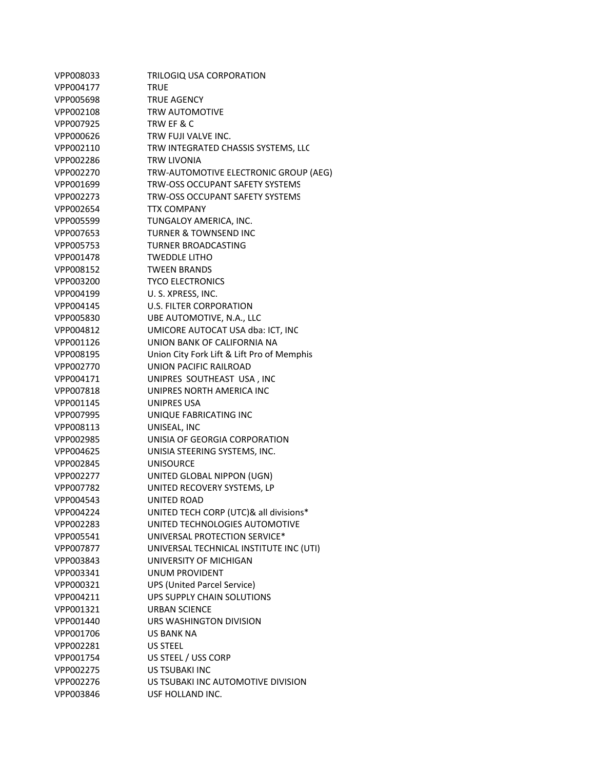| | |
|---|---|
| VPP008033 | TRILOGIQ USA CORPORATION |
| VPP004177 | TRUE |
| VPP005698 | TRUE AGENCY |
| VPP002108 | TRW AUTOMOTIVE |
| VPP007925 | TRW EF & C |
| VPP000626 | TRW FUJI VALVE INC. |
| VPP002110 | TRW INTEGRATED CHASSIS SYSTEMS, LLC |
| VPP002286 | TRW LIVONIA |
| VPP002270 | TRW-AUTOMOTIVE ELECTRONIC GROUP (AEG) |
| VPP001699 | TRW-OSS OCCUPANT SAFETY SYSTEMS |
| VPP002273 | TRW-OSS OCCUPANT SAFETY SYSTEMS |
| VPP002654 | TTX COMPANY |
| VPP005599 | TUNGALOY AMERICA, INC. |
| VPP007653 | TURNER & TOWNSEND INC |
| VPP005753 | TURNER BROADCASTING |
| VPP001478 | TWEDDLE LITHO |
| VPP008152 | TWEEN BRANDS |
| VPP003200 | TYCO ELECTRONICS |
| VPP004199 | U. S. XPRESS, INC. |
| VPP004145 | U.S. FILTER CORPORATION |
| VPP005830 | UBE AUTOMOTIVE, N.A., LLC |
| VPP004812 | UMICORE AUTOCAT USA dba: ICT, INC |
| VPP001126 | UNION BANK OF CALIFORNIA NA |
| VPP008195 | Union City Fork Lift & Lift Pro of Memphis |
| VPP002770 | UNION PACIFIC RAILROAD |
| VPP004171 | UNIPRES SOUTHEAST USA , INC |
| VPP007818 | UNIPRES NORTH AMERICA INC |
| VPP001145 | UNIPRES USA |
| VPP007995 | UNIQUE FABRICATING INC |
| VPP008113 | UNISEAL, INC |
| VPP002985 | UNISIA OF GEORGIA CORPORATION |
| VPP004625 | UNISIA STEERING SYSTEMS, INC. |
| VPP002845 | UNISOURCE |
| VPP002277 | UNITED GLOBAL NIPPON (UGN) |
| VPP007782 | UNITED RECOVERY SYSTEMS, LP |
| VPP004543 | UNITED ROAD |
| VPP004224 | UNITED TECH CORP (UTC)& all divisions* |
| VPP002283 | UNITED TECHNOLOGIES AUTOMOTIVE |
| VPP005541 | UNIVERSAL PROTECTION SERVICE* |
| VPP007877 | UNIVERSAL TECHNICAL INSTITUTE INC (UTI) |
| VPP003843 | UNIVERSITY OF MICHIGAN |
| VPP003341 | UNUM PROVIDENT |
| VPP000321 | UPS (United Parcel Service) |
| VPP004211 | UPS SUPPLY CHAIN SOLUTIONS |
| VPP001321 | URBAN SCIENCE |
| VPP001440 | URS WASHINGTON DIVISION |
| VPP001706 | US BANK NA |
| VPP002281 | US STEEL |
| VPP001754 | US STEEL / USS CORP |
| VPP002275 | US TSUBAKI INC |
| VPP002276 | US TSUBAKI INC AUTOMOTIVE DIVISION |
| VPP003846 | USF HOLLAND INC. |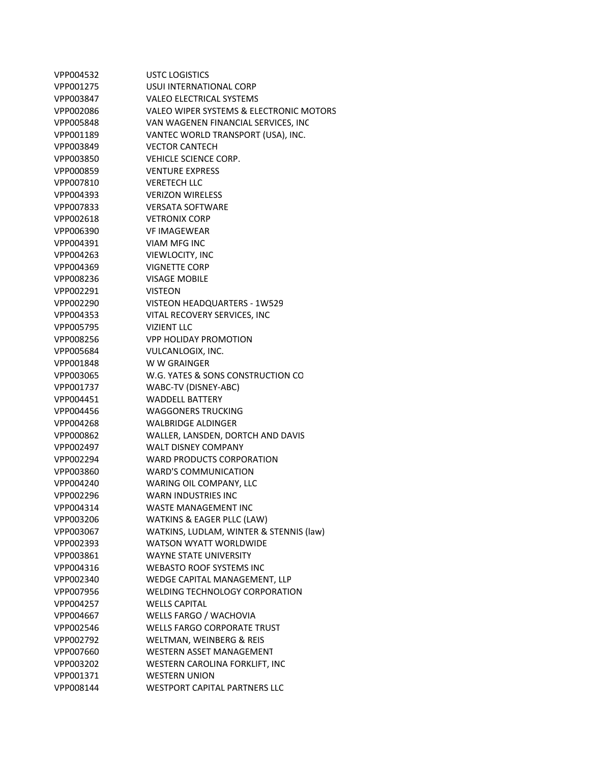| | |
|---|---|
| VPP004532 | USTC LOGISTICS |
| VPP001275 | USUI INTERNATIONAL CORP |
| VPP003847 | VALEO ELECTRICAL SYSTEMS |
| VPP002086 | VALEO WIPER SYSTEMS & ELECTRONIC MOTORS |
| VPP005848 | VAN WAGENEN FINANCIAL SERVICES, INC |
| VPP001189 | VANTEC WORLD TRANSPORT (USA), INC. |
| VPP003849 | VECTOR CANTECH |
| VPP003850 | VEHICLE SCIENCE CORP. |
| VPP000859 | VENTURE EXPRESS |
| VPP007810 | VERETECH LLC |
| VPP004393 | VERIZON WIRELESS |
| VPP007833 | VERSATA SOFTWARE |
| VPP002618 | VETRONIX CORP |
| VPP006390 | VF IMAGEWEAR |
| VPP004391 | VIAM MFG INC |
| VPP004263 | VIEWLOCITY, INC |
| VPP004369 | VIGNETTE CORP |
| VPP008236 | VISAGE MOBILE |
| VPP002291 | VISTEON |
| VPP002290 | VISTEON HEADQUARTERS - 1W529 |
| VPP004353 | VITAL RECOVERY SERVICES, INC |
| VPP005795 | VIZIENT LLC |
| VPP008256 | VPP HOLIDAY PROMOTION |
| VPP005684 | VULCANLOGIX, INC. |
| VPP001848 | W W GRAINGER |
| VPP003065 | W.G. YATES & SONS CONSTRUCTION CO |
| VPP001737 | WABC-TV (DISNEY-ABC) |
| VPP004451 | WADDELL BATTERY |
| VPP004456 | WAGGONERS TRUCKING |
| VPP004268 | WALBRIDGE ALDINGER |
| VPP000862 | WALLER, LANSDEN, DORTCH AND DAVIS |
| VPP002497 | WALT DISNEY COMPANY |
| VPP002294 | WARD PRODUCTS CORPORATION |
| VPP003860 | WARD'S COMMUNICATION |
| VPP004240 | WARING OIL COMPANY, LLC |
| VPP002296 | WARN INDUSTRIES INC |
| VPP004314 | WASTE MANAGEMENT INC |
| VPP003206 | WATKINS & EAGER PLLC (LAW) |
| VPP003067 | WATKINS, LUDLAM, WINTER & STENNIS (law) |
| VPP002393 | WATSON WYATT WORLDWIDE |
| VPP003861 | WAYNE STATE UNIVERSITY |
| VPP004316 | WEBASTO ROOF SYSTEMS INC |
| VPP002340 | WEDGE CAPITAL MANAGEMENT, LLP |
| VPP007956 | WELDING TECHNOLOGY CORPORATION |
| VPP004257 | WELLS CAPITAL |
| VPP004667 | WELLS FARGO / WACHOVIA |
| VPP002546 | WELLS FARGO CORPORATE TRUST |
| VPP002792 | WELTMAN, WEINBERG & REIS |
| VPP007660 | WESTERN ASSET MANAGEMENT |
| VPP003202 | WESTERN CAROLINA FORKLIFT, INC |
| VPP001371 | WESTERN UNION |
| VPP008144 | WESTPORT CAPITAL PARTNERS LLC |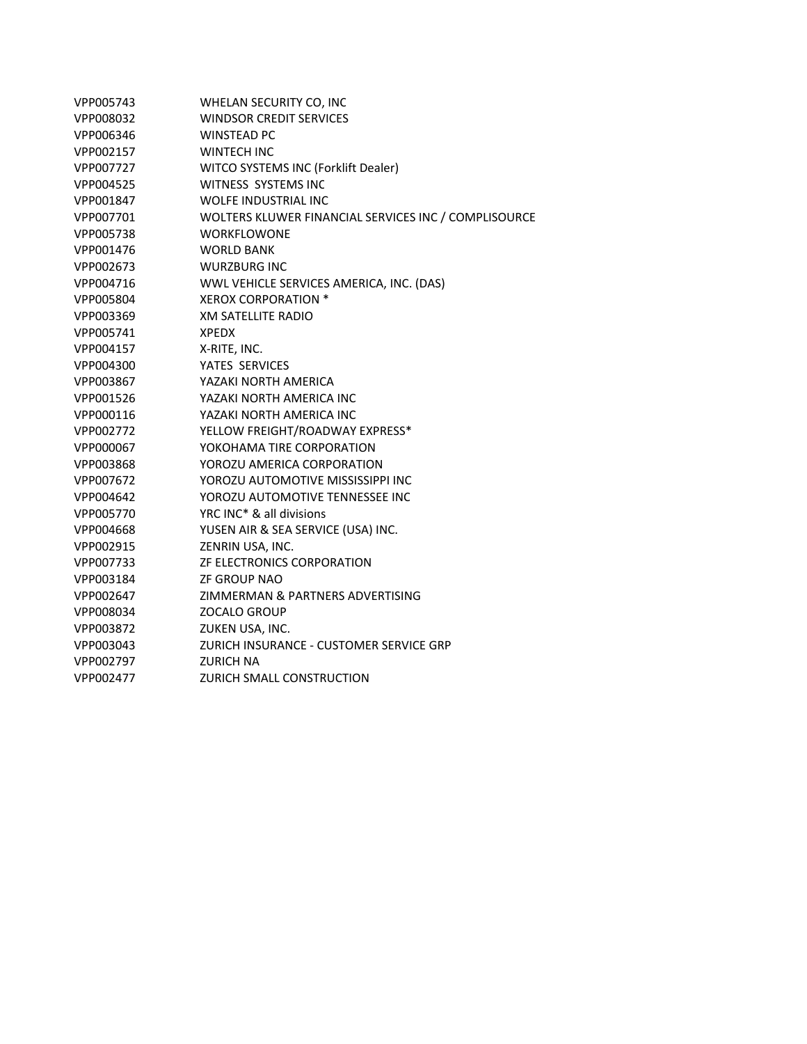| | |
|---|---|
| VPP005743 | WHELAN SECURITY CO, INC |
| VPP008032 | WINDSOR CREDIT SERVICES |
| VPP006346 | WINSTEAD PC |
| VPP002157 | WINTECH INC |
| VPP007727 | WITCO SYSTEMS INC (Forklift Dealer) |
| VPP004525 | WITNESS  SYSTEMS INC |
| VPP001847 | WOLFE INDUSTRIAL INC |
| VPP007701 | WOLTERS KLUWER FINANCIAL SERVICES INC / COMPLISOURCE |
| VPP005738 | WORKFLOWONE |
| VPP001476 | WORLD BANK |
| VPP002673 | WURZBURG INC |
| VPP004716 | WWL VEHICLE SERVICES AMERICA, INC. (DAS) |
| VPP005804 | XEROX CORPORATION * |
| VPP003369 | XM SATELLITE RADIO |
| VPP005741 | XPEDX |
| VPP004157 | X-RITE, INC. |
| VPP004300 | YATES  SERVICES |
| VPP003867 | YAZAKI NORTH AMERICA |
| VPP001526 | YAZAKI NORTH AMERICA INC |
| VPP000116 | YAZAKI NORTH AMERICA INC |
| VPP002772 | YELLOW FREIGHT/ROADWAY EXPRESS* |
| VPP000067 | YOKOHAMA TIRE CORPORATION |
| VPP003868 | YOROZU AMERICA CORPORATION |
| VPP007672 | YOROZU AUTOMOTIVE MISSISSIPPI INC |
| VPP004642 | YOROZU AUTOMOTIVE TENNESSEE INC |
| VPP005770 | YRC INC* & all divisions |
| VPP004668 | YUSEN AIR & SEA SERVICE (USA) INC. |
| VPP002915 | ZENRIN USA, INC. |
| VPP007733 | ZF ELECTRONICS CORPORATION |
| VPP003184 | ZF GROUP NAO |
| VPP002647 | ZIMMERMAN & PARTNERS ADVERTISING |
| VPP008034 | ZOCALO GROUP |
| VPP003872 | ZUKEN USA, INC. |
| VPP003043 | ZURICH INSURANCE - CUSTOMER SERVICE GRP |
| VPP002797 | ZURICH NA |
| VPP002477 | ZURICH SMALL CONSTRUCTION |